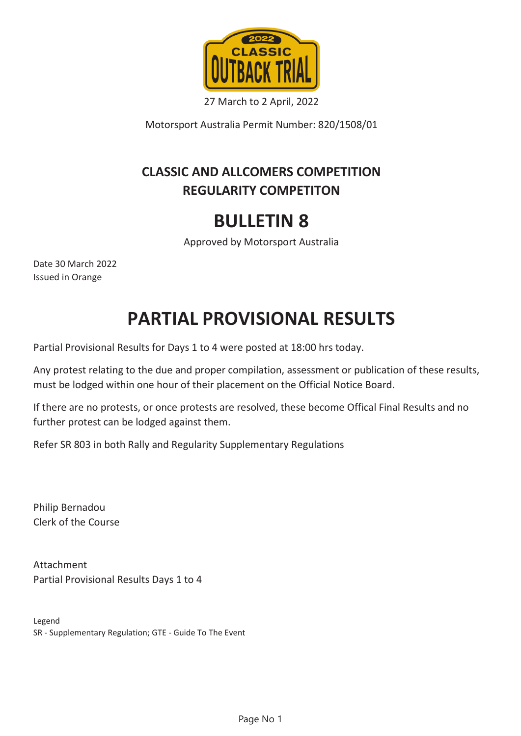2022 CLASSIC OUTBACK TRIAL

27 March to 2 April, 2022

Motorsport Australia Permit Number: 820/1508/01

## CLASSIC AND ALLCOMERS COMPETITION
## REGULARITY COMPETITON

# BULLETIN 8

Approved by Motorsport Australia

Date 30 March 2022
Issued in Orange

# PARTIAL PROVISIONAL RESULTS

Partial Provisional Results for Days 1 to 4 were posted at 18:00 hrs today.

Any protest relating to the due and proper compilation, assessment or publication of these results, must be lodged within one hour of their placement on the Official Notice Board.

If there are no protests, or once protests are resolved, these become Offical Final Results and no further protest can be lodged against them.

Refer SR 803 in both Rally and Regularity Supplementary Regulations

Philip Bernadou
Clerk of the Course

Attachment
Partial Provisional Results Days 1 to 4

Legend
SR - Supplementary Regulation; GTE - Guide To The Event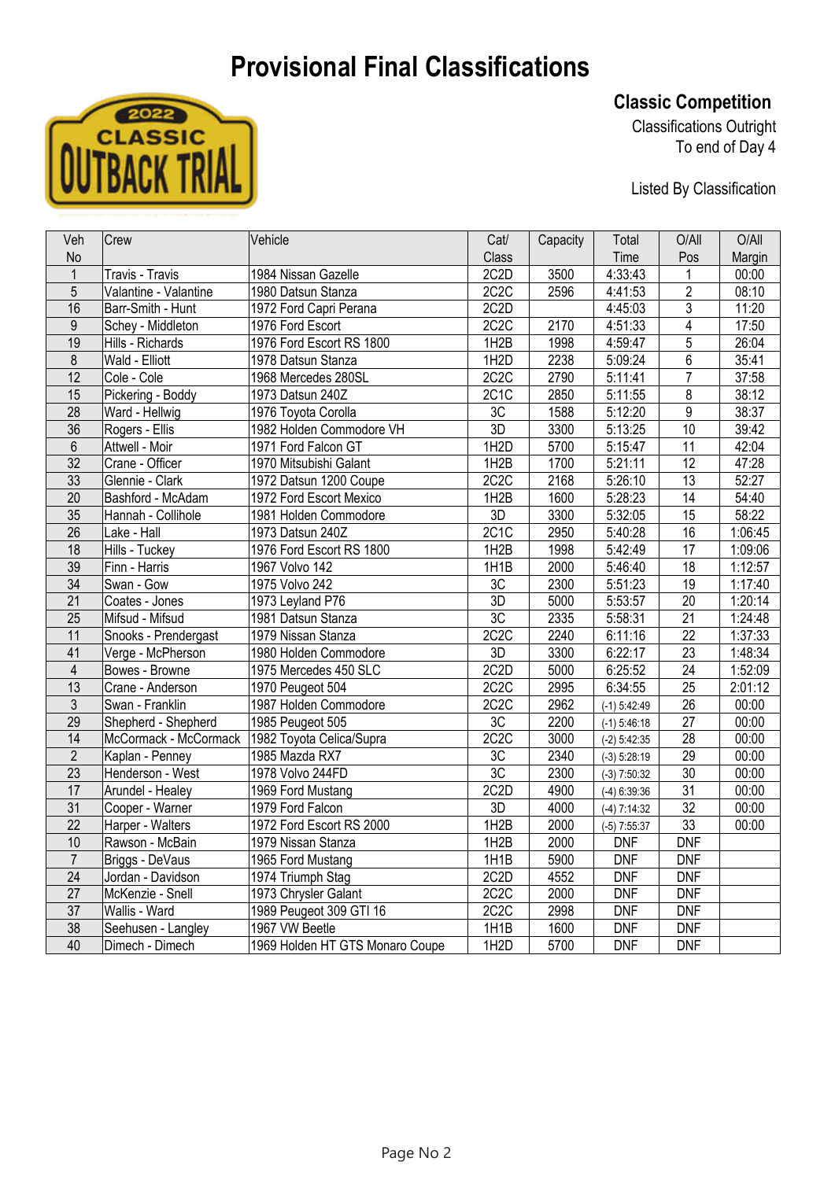# Provisional Final Classifications

## Classic Competition

Classifications Outright
To end of Day 4

Listed By Classification

| Veh No | Crew | Vehicle | Cat/ Class | Capacity | Total Time | O/All Pos | O/All Margin |
|---|---|---|---|---|---|---|---|
| 1 | Travis - Travis | 1984 Nissan Gazelle | 2C2D | 3500 | 4:33:43 | 1 | 00:00 |
| 5 | Valantine - Valantine | 1980 Datsun Stanza | 2C2C | 2596 | 4:41:53 | 2 | 08:10 |
| 16 | Barr-Smith - Hunt | 1972 Ford Capri Perana | 2C2D | | 4:45:03 | 3 | 11:20 |
| 9 | Schey - Middleton | 1976 Ford Escort | 2C2C | 2170 | 4:51:33 | 4 | 17:50 |
| 19 | Hills - Richards | 1976 Ford Escort RS 1800 | 1H2B | 1998 | 4:59:47 | 5 | 26:04 |
| 8 | Wald - Elliott | 1978 Datsun Stanza | 1H2D | 2238 | 5:09:24 | 6 | 35:41 |
| 12 | Cole - Cole | 1968 Mercedes 280SL | 2C2C | 2790 | 5:11:41 | 7 | 37:58 |
| 15 | Pickering - Boddy | 1973 Datsun 240Z | 2C1C | 2850 | 5:11:55 | 8 | 38:12 |
| 28 | Ward - Hellwig | 1976 Toyota Corolla | 3C | 1588 | 5:12:20 | 9 | 38:37 |
| 36 | Rogers - Ellis | 1982 Holden Commodore VH | 3D | 3300 | 5:13:25 | 10 | 39:42 |
| 6 | Attwell - Moir | 1971 Ford Falcon GT | 1H2D | 5700 | 5:15:47 | 11 | 42:04 |
| 32 | Crane - Officer | 1970 Mitsubishi Galant | 1H2B | 1700 | 5:21:11 | 12 | 47:28 |
| 33 | Glennie - Clark | 1972 Datsun 1200 Coupe | 2C2C | 2168 | 5:26:10 | 13 | 52:27 |
| 20 | Bashford - McAdam | 1972 Ford Escort Mexico | 1H2B | 1600 | 5:28:23 | 14 | 54:40 |
| 35 | Hannah - Collihole | 1981 Holden Commodore | 3D | 3300 | 5:32:05 | 15 | 58:22 |
| 26 | Lake - Hall | 1973 Datsun 240Z | 2C1C | 2950 | 5:40:28 | 16 | 1:06:45 |
| 18 | Hills - Tuckey | 1976 Ford Escort RS 1800 | 1H2B | 1998 | 5:42:49 | 17 | 1:09:06 |
| 39 | Finn - Harris | 1967 Volvo 142 | 1H1B | 2000 | 5:46:40 | 18 | 1:12:57 |
| 34 | Swan - Gow | 1975 Volvo 242 | 3C | 2300 | 5:51:23 | 19 | 1:17:40 |
| 21 | Coates - Jones | 1973 Leyland P76 | 3D | 5000 | 5:53:57 | 20 | 1:20:14 |
| 25 | Mifsud - Mifsud | 1981 Datsun Stanza | 3C | 2335 | 5:58:31 | 21 | 1:24:48 |
| 11 | Snooks - Prendergast | 1979 Nissan Stanza | 2C2C | 2240 | 6:11:16 | 22 | 1:37:33 |
| 41 | Verge - McPherson | 1980 Holden Commodore | 3D | 3300 | 6:22:17 | 23 | 1:48:34 |
| 4 | Bowes - Browne | 1975 Mercedes 450 SLC | 2C2D | 5000 | 6:25:52 | 24 | 1:52:09 |
| 13 | Crane - Anderson | 1970 Peugeot 504 | 2C2C | 2995 | 6:34:55 | 25 | 2:01:12 |
| 3 | Swan - Franklin | 1987 Holden Commodore | 2C2C | 2962 | (-1) 5:42:49 | 26 | 00:00 |
| 29 | Shepherd - Shepherd | 1985 Peugeot 505 | 3C | 2200 | (-1) 5:46:18 | 27 | 00:00 |
| 14 | McCormack - McCormack | 1982 Toyota Celica/Supra | 2C2C | 3000 | (-2) 5:42:35 | 28 | 00:00 |
| 2 | Kaplan - Penney | 1985 Mazda RX7 | 3C | 2340 | (-3) 5:28:19 | 29 | 00:00 |
| 23 | Henderson - West | 1978 Volvo 244FD | 3C | 2300 | (-3) 7:50:32 | 30 | 00:00 |
| 17 | Arundel - Healey | 1969 Ford Mustang | 2C2D | 4900 | (-4) 6:39:36 | 31 | 00:00 |
| 31 | Cooper - Warner | 1979 Ford Falcon | 3D | 4000 | (-4) 7:14:32 | 32 | 00:00 |
| 22 | Harper - Walters | 1972 Ford Escort RS 2000 | 1H2B | 2000 | (-5) 7:55:37 | 33 | 00:00 |
| 10 | Rawson - McBain | 1979 Nissan Stanza | 1H2B | 2000 | DNF | DNF | |
| 7 | Briggs - DeVaus | 1965 Ford Mustang | 1H1B | 5900 | DNF | DNF | |
| 24 | Jordan - Davidson | 1974 Triumph Stag | 2C2D | 4552 | DNF | DNF | |
| 27 | McKenzie - Snell | 1973 Chrysler Galant | 2C2C | 2000 | DNF | DNF | |
| 37 | Wallis - Ward | 1989 Peugeot 309 GTI 16 | 2C2C | 2998 | DNF | DNF | |
| 38 | Seehusen - Langley | 1967 VW Beetle | 1H1B | 1600 | DNF | DNF | |
| 40 | Dimech - Dimech | 1969 Holden HT GTS Monaro Coupe | 1H2D | 5700 | DNF | DNF | |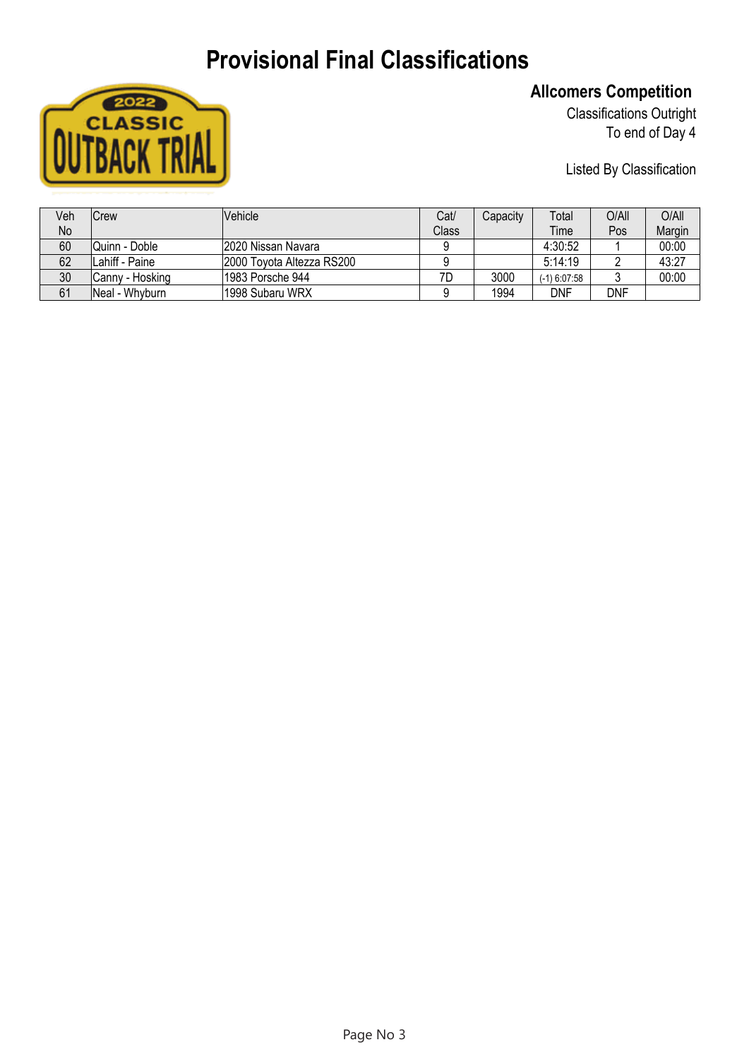# Provisional Final Classifications

## Allcomers Competition

Classifications Outright
To end of Day 4

Listed By Classification

| Veh No | Crew | Vehicle | Cat/ Class | Capacity | Total Time | O/All Pos | O/All Margin |
|---|---|---|---|---|---|---|---|
| 60 | Quinn - Doble | 2020 Nissan Navara | 9 | | 4:30:52 | 1 | 00:00 |
| 62 | Lahiff - Paine | 2000 Toyota Altezza RS200 | 9 | | 5:14:19 | 2 | 43:27 |
| 30 | Canny - Hosking | 1983 Porsche 944 | 7D | 3000 | (-1) 6:07:58 | 3 | 00:00 |
| 61 | Neal - Whyburn | 1998 Subaru WRX | 9 | 1994 | DNF | DNF | |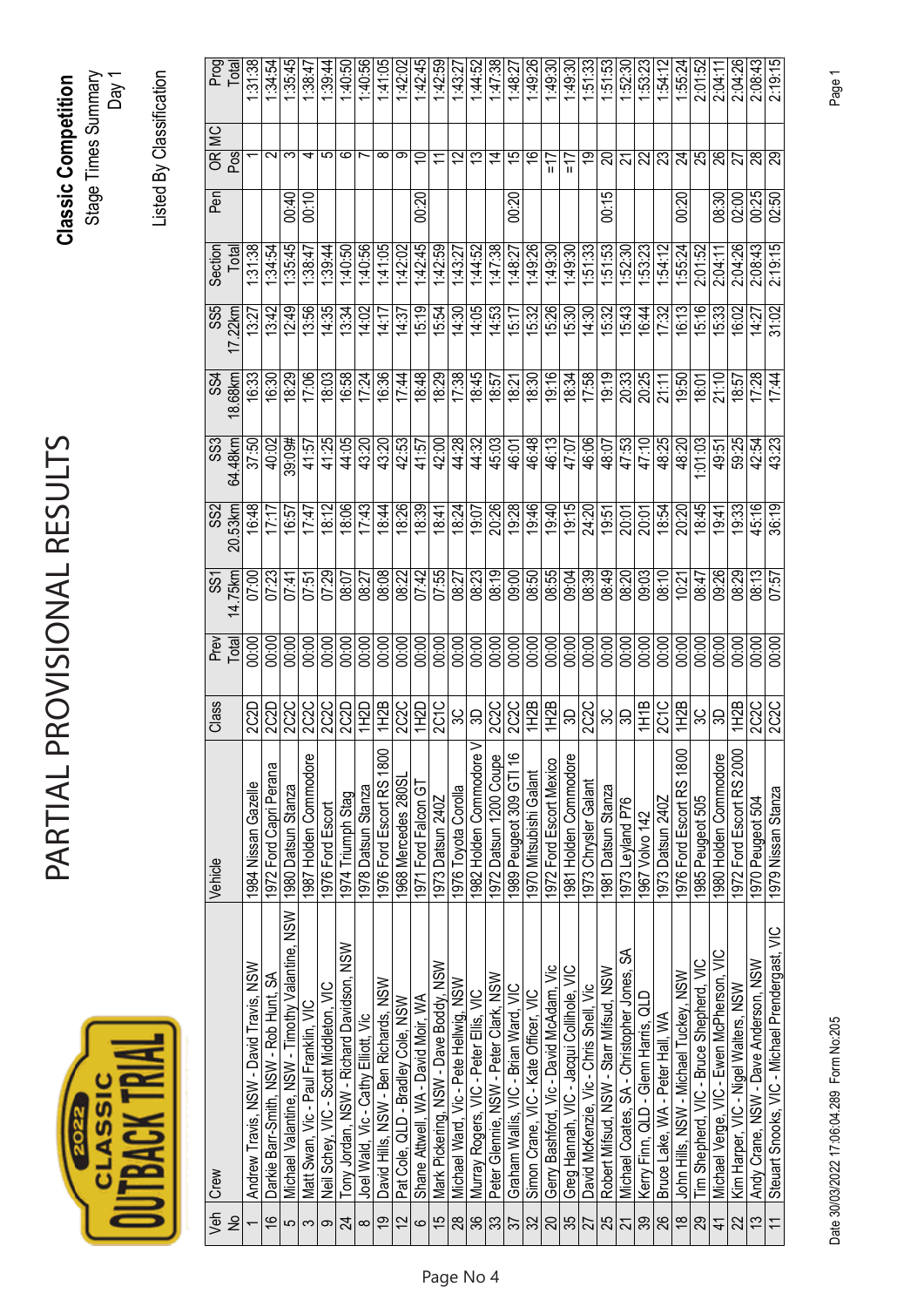# PARTIAL PROVISIONAL RESULTS

**Classic Competition**

Stage Times Summary

Day 1

Listed By Classification

| Veh No | Crew | Vehicle | Class | Prev Total | SS1 14.75km | SS2 20.53km | SS3 64.48km | SS4 18.68km | SS5 17.22km | Section Total | Pen | OR Pos | MC | Prog Total |
|---|---|---|---|---|---|---|---|---|---|---|---|---|---|---|
| 1 | Andrew Travis, NSW - David Travis, NSW | 1984 Nissan Gazelle | 2C2D | 00:00 | 07:00 | 16:48 | 37:50 | 16:33 | 13:27 | 1:31:38 | | 1 | | 1:31:38 |
| 16 | Darkie Barr-Smith, NSW - Rob Hunt, SA | 1972 Ford Capri Perana | 2C2D | 00:00 | 07:23 | 17:17 | 40:02 | 16:30 | 13:42 | 1:34:54 | | 2 | | 1:34:54 |
| 5 | Michael Valantine, NSW - Timothy Valantine, NSW | 1980 Datsun Stanza | 2C2C | 00:00 | 07:41 | 16:57 | 39:09# | 18:29 | 12:49 | 1:35:45 | 00:40 | 3 | | 1:35:45 |
| 3 | Matt Swan, Vic - Paul Franklin, VIC | 1987 Holden Commodore | 2C2C | 00:00 | 07:51 | 17:47 | 41:57 | 17:06 | 13:56 | 1:38:47 | 00:10 | 4 | | 1:38:47 |
| 9 | Neil Schey, VIC - Scott Middleton, VIC | 1976 Ford Escort | 2C2C | 00:00 | 07:29 | 18:12 | 41:25 | 18:03 | 14:35 | 1:39:44 | | 5 | | 1:39:44 |
| 24 | Tony Jordan, NSW - Richard Davidson, NSW | 1974 Triumph Stag | 2C2D | 00:00 | 08:07 | 18:06 | 44:05 | 16:58 | 13:34 | 1:40:50 | | 6 | | 1:40:50 |
| 8 | Joel Wald, Vic - Cathy Elliott, Vic | 1978 Datsun Stanza | 1H2D | 00:00 | 08:27 | 17:43 | 43:20 | 17:24 | 14:02 | 1:40:56 | | 7 | | 1:40:56 |
| 19 | David Hills, NSW - Ben Richards, NSW | 1976 Ford Escort RS 1800 | 1H2B | 00:00 | 08:08 | 18:44 | 43:20 | 16:36 | 14:17 | 1:41:05 | | 8 | | 1:41:05 |
| 12 | Pat Cole, QLD - Bradley Cole, NSW | 1968 Mercedes 280SL | 2C2C | 00:00 | 08:22 | 18:26 | 42:53 | 17:44 | 14:37 | 1:42:02 | | 9 | | 1:42:02 |
| 6 | Shane Attwell, WA - David Moir, WA | 1971 Ford Falcon GT | 1H2D | 00:00 | 07:42 | 18:39 | 41:57 | 18:48 | 15:19 | 1:42:45 | 00:20 | 10 | | 1:42:45 |
| 15 | Mark Pickering, NSW - Dave Boddy, NSW | 1973 Datsun 240Z | 2C1C | 00:00 | 07:55 | 18:41 | 42:00 | 18:29 | 15:54 | 1:42:59 | | 11 | | 1:42:59 |
| 28 | Michael Ward, Vic - Pete Hellwig, NSW | 1976 Toyota Corolla | 3C | 00:00 | 08:27 | 18:24 | 44:28 | 17:38 | 14:30 | 1:43:27 | | 12 | | 1:43:27 |
| 36 | Murray Rogers, VIC - Peter Ellis, VIC | 1982 Holden Commodore V | 3D | 00:00 | 08:23 | 19:07 | 44:32 | 18:45 | 14:05 | 1:44:52 | | 13 | | 1:44:52 |
| 33 | Peter Glennie, NSW - Peter Clark, NSW | 1972 Datsun 1200 Coupe | 2C2C | 00:00 | 08:19 | 20:26 | 45:03 | 18:57 | 14:53 | 1:47:38 | | 14 | | 1:47:38 |
| 37 | Graham Wallis, VIC - Brian Ward, VIC | 1989 Peugeot 309 GTI 16 | 2C2C | 00:00 | 09:00 | 19:28 | 46:01 | 18:21 | 15:17 | 1:48:27 | 00:20 | 15 | | 1:48:27 |
| 32 | Simon Crane, VIC - Kate Officer, VIC | 1970 Mitsubishi Galant | 1H2B | 00:00 | 08:50 | 19:46 | 46:48 | 18:30 | 15:32 | 1:49:26 | | 16 | | 1:49:26 |
| 20 | Gerry Bashford, Vic - David McAdam, Vic | 1972 Ford Escort Mexico | 1H2B | 00:00 | 08:55 | 19:40 | 46:13 | 19:16 | 15:26 | 1:49:30 | | =17 | | 1:49:30 |
| 35 | Greg Hannah, VIC - Jacqui Collihole, VIC | 1981 Holden Commodore | 3D | 00:00 | 09:04 | 19:15 | 47:07 | 18:34 | 15:30 | 1:49:30 | | =17 | | 1:49:30 |
| 27 | David McKenzie, Vic - Chris Snell, Vic | 1973 Chrysler Galant | 2C2C | 00:00 | 08:39 | 24:20 | 46:06 | 17:58 | 14:30 | 1:51:33 | | 19 | | 1:51:33 |
| 25 | Robert Mifsud, NSW - Starr Mifsud, NSW | 1981 Datsun Stanza | 3C | 00:00 | 08:49 | 19:51 | 48:07 | 19:19 | 15:32 | 1:51:53 | 00:15 | 20 | | 1:51:53 |
| 21 | Michael Coates, SA - Christopher Jones, SA | 1973 Leyland P76 | 3D | 00:00 | 08:20 | 20:01 | 47:53 | 20:33 | 15:43 | 1:52:30 | | 21 | | 1:52:30 |
| 39 | Kerry Finn, QLD - Glenn Harris, QLD | 1967 Volvo 142 | 1H1B | 00:00 | 09:03 | 20:01 | 47:10 | 20:25 | 16:44 | 1:53:23 | | 22 | | 1:53:23 |
| 26 | Bruce Lake, WA - Peter Hall, WA | 1973 Datsun 240Z | 2C1C | 00:00 | 08:10 | 18:54 | 48:25 | 21:11 | 17:32 | 1:54:12 | | 23 | | 1:54:12 |
| 18 | John Hills, NSW - Michael Tuckey, NSW | 1976 Ford Escort RS 1800 | 1H2B | 00:00 | 10:21 | 20:20 | 48:20 | 19:50 | 16:13 | 1:55:24 | 00:20 | 24 | | 1:55:24 |
| 29 | Tim Shepherd, VIC - Bruce Shepherd, VIC | 1985 Peugeot 505 | 3C | 00:00 | 08:47 | 18:45 | 1:01:03 | 18:01 | 15:16 | 2:01:52 | | 25 | | 2:01:52 |
| 41 | Michael Verge, VIC - Ewen McPherson, VIC | 1980 Holden Commodore | 3D | 00:00 | 09:26 | 19:41 | 49:51 | 21:10 | 15:33 | 2:04:11 | 08:30 | 26 | | 2:04:11 |
| 22 | Kim Harper, VIC - Nigel Walters, NSW | 1972 Ford Escort RS 2000 | 1H2B | 00:00 | 08:29 | 19:33 | 59:25 | 18:57 | 16:02 | 2:04:26 | 02:00 | 27 | | 2:04:26 |
| 13 | Andy Crane, NSW - Dave Anderson, NSW | 1970 Peugeot 504 | 2C2C | 00:00 | 08:13 | 45:16 | 42:54 | 17:28 | 14:27 | 2:08:43 | 00:25 | 28 | | 2:08:43 |
| 11 | Steuart Snooks, VIC - Michael Prendergast, VIC | 1979 Nissan Stanza | 2C2C | 00:00 | 07:57 | 36:19 | 43:23 | 17:44 | 31:02 | 2:19:15 | 02:50 | 29 | | 2:19:15 |

Date 30/03/2022 17:06:04.289 Form No:205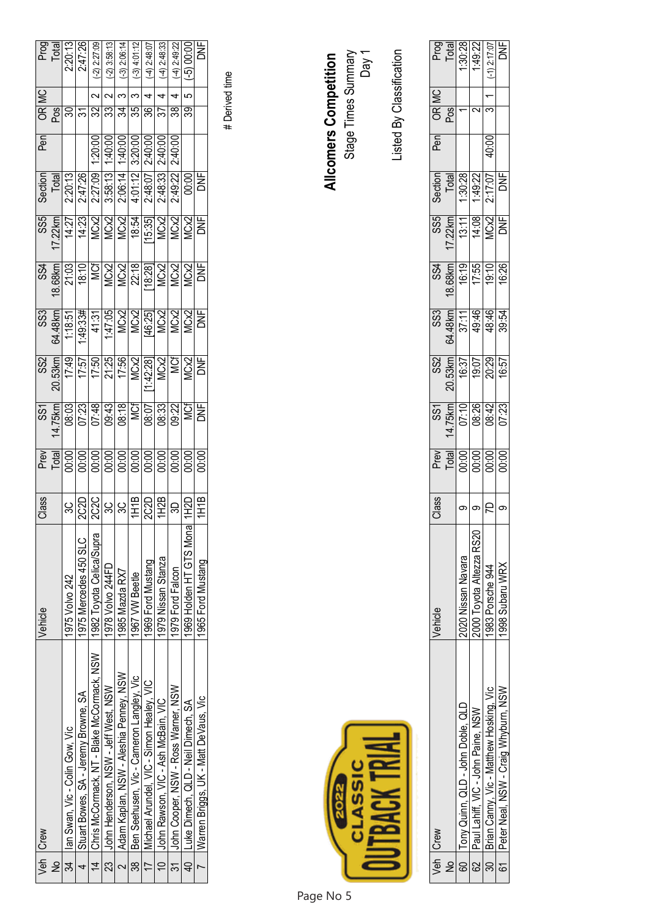# Allcomers Competition

Stage Times Summary
Day 1

Listed By Classification

| Veh No | Crew | Vehicle | Class | Prev Total | SS1 14.75km | SS2 20.53km | SS3 64.48km | SS4 18.68km | SS5 17.22km | Section Total | Pen | OR Pos | MC | Prog Total |
|---|---|---|---|---|---|---|---|---|---|---|---|---|---|---|
| 34 | Ian Swan, Vic - Colin Gow, Vic | 1975 Volvo 242 | 3C | 00:00 | 08:03 | 17:49 | 1:18:51 | 21:03 | 14:27 | 2:20:13 | | 30 | | 2:20:13 |
| 4 | Stuart Bowes, SA - Jeremy Browne, SA | 1975 Mercedes 450 SLC | 2C2D | 00:00 | 07:23 | 17:57 | 1:49:33# | 18:10 | 14:23 | 2:47:26 | | 31 | | 2:47:26 |
| 14 | Chris McCormack, NT - Blake McCormack, NSW | 1982 Toyota Celica/Supra | 2C2C | 00:00 | 07:48 | 17:50 | 41:31 | MCf | MCx2 | 2:27:09 | 1:20:00 | 32 | 2 | (-2) 2:27:09 |
| 23 | John Henderson, NSW - Jeff West, NSW | 1978 Volvo 244FD | 3C | 00:00 | 09:43 | 21:25 | 1:47:05 | MCx2 | MCx2 | 3:58:13 | 1:40:00 | 33 | 2 | (-2) 3:58:13 |
| 2 | Adam Kaplan, NSW - Aleshia Penney, NSW | 1985 Mazda RX7 | 3C | 00:00 | 08:18 | 17:56 | MCx2 | MCx2 | MCx2 | 2:06:14 | 1:40:00 | 34 | 3 | (-3) 2:06:14 |
| 38 | Ben Seehusen, Vic - Cameron Langley, Vic | 1967 VW Beetle | 1H1B | 00:00 | MCf | MCx2 | MCx2 | 22:18 | 18:54 | 4:01:12 | 3:20:00 | 35 | 3 | (-3) 4:01:12 |
| 17 | Michael Arundel, VIC - Simon Healey, VIC | 1969 Ford Mustang | 2C2D | 00:00 | 08:07 | [1:42:28] | [46:25] | [18:28] | [15:35] | 2:48:07 | 2:40:00 | 36 | 4 | (-4) 2:48:07 |
| 10 | John Rawson, VIC - Ash McBain, VIC | 1979 Nissan Stanza | 1H2B | 00:00 | 08:33 | MCx2 | MCx2 | MCx2 | MCx2 | 2:48:33 | 2:40:00 | 37 | 4 | (-4) 2:48:33 |
| 31 | John Cooper, NSW - Ross Warner, NSW | 1979 Ford Falcon | 3D | 00:00 | 09:22 | MCf | MCx2 | MCx2 | MCx2 | 2:49:22 | 2:40:00 | 38 | 4 | (-4) 2:49:22 |
| 40 | Luke Dimech, QLD - Neil Dimech, SA | 1969 Holden HT GTS Mona | 1H2D | 00:00 | MCf | MCx2 | MCx2 | DNF | MCx2 | 00:00 | | 39 | 5 | (-5) 00:00 |
| 7 | Warren Briggs, UK - Matt DeVaus, Vic | 1965 Ford Mustang | 1H1B | 00:00 | DNF | DNF | DNF | DNF | DNF | DNF | | | | DNF |

# Derived time

| Veh No | Crew | Vehicle | Class | Prev Total | SS1 14.75km | SS2 20.53km | SS3 64.48km | SS4 18.68km | SS5 17.22km | Section Total | Pen | OR Pos | MC | Prog Total |
|---|---|---|---|---|---|---|---|---|---|---|---|---|---|---|
| 60 | Tony Quinn, QLD - John Doble, QLD | 2020 Nissan Navara | 9 | 00:00 | 07:10 | 16:37 | 37:11 | 16:19 | 13:11 | 1:30:28 | | 1 | | 1:30:28 |
| 62 | Paul Lahiff, VIC - John Paine, NSW | 2000 Toyota Altezza RS20 | 9 | 00:00 | 08:26 | 19:07 | 49:46 | 17:55 | 14:08 | 1:49:22 | | 2 | | 1:49:22 |
| 30 | Brian Canny, Vic - Matthew Hosking, Vic | 1983 Porsche 944 | 7D | 00:00 | 08:42 | 20:29 | 48:46 | 19:10 | MCx2 | 2:17:07 | 40:00 | 3 | 1 | (-1) 2:17:07 |
| 61 | Peter Neal, NSW - Craig Whyburn, NSW | 1998 Subaru WRX | 9 | 00:00 | 07:23 | 16:57 | 39:54 | 16:26 | DNF | DNF | | | | DNF |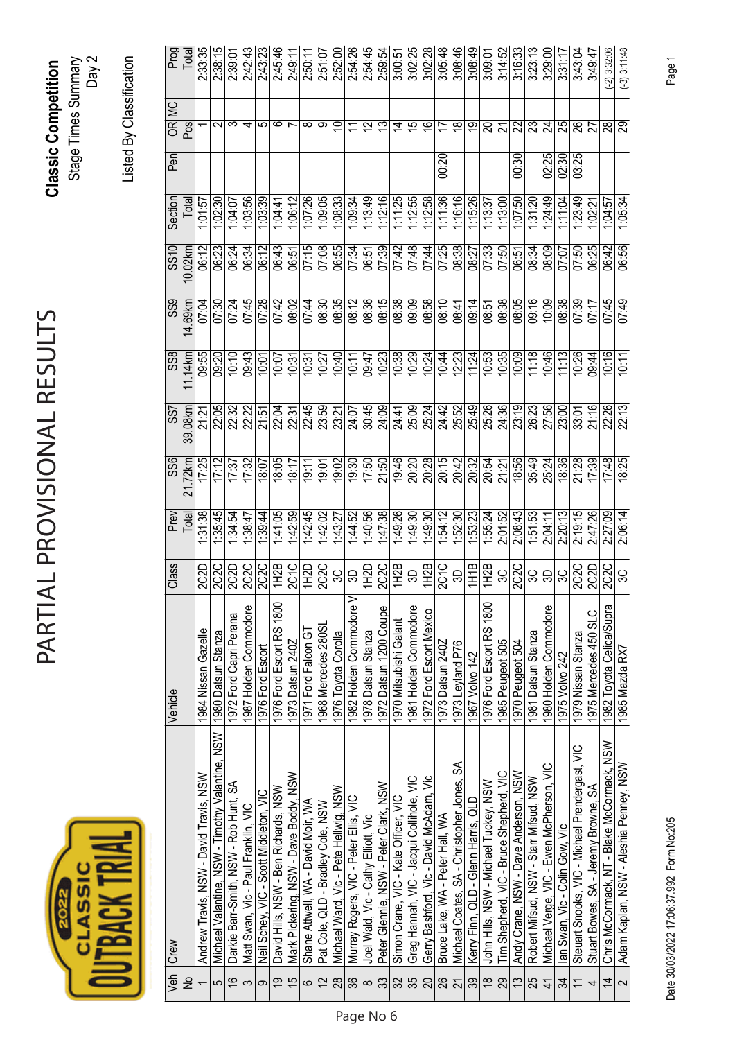# PARTIAL PROVISIONAL RESULTS

**Classic Competition**

Stage Times Summary

Day 2

Listed By Classification

| Veh No | Crew | Vehicle | Class | Prev Total | SS6 21.72km | SS7 39.08km | SS8 11.14km | SS9 14.69km | SS10 10.02km | Section Total | Pen | OR Pos | MC | Prog Total |
|---|---|---|---|---|---|---|---|---|---|---|---|---|---|---|
| 1 | Andrew Travis, NSW - David Travis, NSW | 1984 Nissan Gazelle | 2C2D | 1:31:38 | 17:25 | 21:21 | 09:55 | 07:04 | 06:12 | 1:01:57 | | 1 | | 2:33:35 |
| 5 | Michael Valantine, NSW - Timothy Valantine, NSW | 1980 Datsun Stanza | 2C2C | 1:35:45 | 17:12 | 22:05 | 09:20 | 07:30 | 06:23 | 1:02:30 | | 2 | | 2:38:15 |
| 16 | Darkie Barr-Smith, NSW - Rob Hunt, SA | 1972 Ford Capri Perana | 2C2D | 1:34:54 | 17:37 | 22:32 | 10:10 | 07:24 | 06:24 | 1:04:07 | | 3 | | 2:39:01 |
| 3 | Matt Swan, Vic - Paul Franklin, VIC | 1987 Holden Commodore | 2C2C | 1:38:47 | 17:32 | 22:22 | 09:43 | 07:45 | 06:34 | 1:03:56 | | 4 | | 2:42:43 |
| 9 | Neil Schey, VIC - Scott Middleton, VIC | 1976 Ford Escort | 2C2C | 1:39:44 | 18:07 | 21:51 | 10:01 | 07:28 | 06:12 | 1:03:39 | | 5 | | 2:43:23 |
| 19 | David Hills, NSW - Ben Richards, NSW | 1976 Ford Escort RS 1800 | 1H2B | 1:41:05 | 18:05 | 22:04 | 10:07 | 07:42 | 06:43 | 1:04:41 | | 6 | | 2:45:46 |
| 15 | Mark Pickering, NSW - Dave Boddy, NSW | 1973 Datsun 240Z | 2C1C | 1:42:59 | 18:17 | 22:31 | 10:31 | 08:02 | 06:51 | 1:06:12 | | 7 | | 2:49:11 |
| 6 | Shane Attwell, WA - David Moir, WA | 1971 Ford Falcon GT | 1H2D | 1:42:45 | 19:11 | 22:45 | 10:31 | 07:44 | 07:15 | 1:07:26 | | 8 | | 2:50:11 |
| 12 | Pat Cole, QLD - Bradley Cole, NSW | 1968 Mercedes 280SL | 2C2C | 1:42:02 | 19:01 | 23:59 | 10:27 | 08:30 | 07:08 | 1:09:05 | | 9 | | 2:51:07 |
| 28 | Michael Ward, Vic - Pete Hellwig, NSW | 1976 Toyota Corolla | 3C | 1:43:27 | 19:02 | 23:21 | 10:40 | 08:35 | 06:55 | 1:08:33 | | 10 | | 2:52:00 |
| 36 | Murray Rogers, VIC - Peter Ellis, VIC | 1982 Holden Commodore V | 3D | 1:44:52 | 19:30 | 24:07 | 10:11 | 08:12 | 07:34 | 1:09:34 | | 11 | | 2:54:26 |
| 8 | Joel Wald, Vic - Cathy Elliott, Vic | 1978 Datsun Stanza | 2C2C | 1:40:56 | 17:50 | 30:45 | 09:47 | 08:36 | 06:51 | 1:13:49 | | 12 | | 2:54:45 |
| 33 | Peter Glennie, NSW - Peter Clark, NSW | 1972 Datsun 1200 Coupe | 2C2C | 1:47:38 | 21:50 | 24:09 | 10:23 | 08:15 | 07:39 | 1:12:16 | | 13 | | 2:59:54 |
| 32 | Simon Crane, VIC - Kate Officer, VIC | 1970 Mitsubishi Galant | 1H2B | 1:49:26 | 19:46 | 24:41 | 10:38 | 08:38 | 07:42 | 1:11:25 | | 14 | | 3:00:51 |
| 35 | Greg Hannah, VIC - Jacqui Collihole, VIC | 1981 Holden Commodore | 3D | 1:49:30 | 20:20 | 25:09 | 10:29 | 09:09 | 07:48 | 1:12:55 | | 15 | | 3:02:25 |
| 20 | Gerry Bashford, Vic - David McAdam, Vic | 1972 Ford Escort Mexico | 1H2B | 1:49:30 | 20:28 | 25:24 | 10:24 | 08:58 | 07:44 | 1:12:58 | | 16 | | 3:02:28 |
| 26 | Bruce Lake, WA - Peter Hall, WA | 1973 Datsun 240Z | 2C1C | 1:54:12 | 20:15 | 24:42 | 10:44 | 08:10 | 07:25 | 1:11:36 | 00:20 | 17 | | 3:05:48 |
| 21 | Michael Coates, SA - Christopher Jones, SA | 1973 Leyland P76 | 3D | 1:52:30 | 20:42 | 25:52 | 12:23 | 08:41 | 08:38 | 1:16:16 | | 18 | | 3:08:46 |
| 39 | Kerry Finn, QLD - Glenn Harris, QLD | 1967 Volvo 142 | 1H1B | 1:53:23 | 20:32 | 25:49 | 11:24 | 09:14 | 08:27 | 1:15:26 | | 19 | | 3:08:49 |
| 18 | John Hills, NSW - Michael Tuckey, NSW | 1976 Ford Escort RS 1800 | 1H2B | 1:55:24 | 20:54 | 25:26 | 10:53 | 08:51 | 07:33 | 1:13:37 | | 20 | | 3:09:01 |
| 29 | Tim Shepherd, VIC - Bruce Shepherd, VIC | 1985 Peugeot 505 | 3C | 2:01:52 | 21:21 | 24:36 | 10:35 | 08:38 | 07:50 | 1:13:00 | | 21 | | 3:14:52 |
| 13 | Andy Crane, NSW - Dave Anderson, NSW | 1970 Peugeot 504 | 2C2C | 2:08:43 | 18:56 | 23:19 | 10:09 | 08:05 | 06:51 | 1:07:50 | 00:30 | 22 | | 3:16:33 |
| 25 | Robert Mifsud, NSW - Starr Mifsud, NSW | 1981 Datsun Stanza | 3C | 1:51:53 | 35:49 | 26:23 | 11:18 | 09:16 | 08:34 | 1:31:20 | | 23 | | 3:23:13 |
| 41 | Michael Verge, VIC - Ewen McPherson, VIC | 1980 Holden Commodore | 3D | 2:04:11 | 25:24 | 27:56 | 10:46 | 10:09 | 08:09 | 1:24:49 | 02:25 | 24 | | 3:29:00 |
| 34 | Ian Swan, Vic - Colin Gow, Vic | 1975 Volvo 242 | 3C | 2:20:13 | 18:36 | 23:00 | 11:13 | 08:38 | 07:07 | 1:11:04 | 02:30 | 25 | | 3:31:17 |
| 11 | Steuart Snooks, VIC - Michael Prendergast, VIC | 1979 Nissan Stanza | 2C2C | 2:19:15 | 21:28 | 33:01 | 10:26 | 07:39 | 07:50 | 1:23:49 | 03:25 | 26 | | 3:43:04 |
| 4 | Stuart Bowes, SA - Jeremy Browne, SA | 1975 Mercedes 450 SLC | 2C2D | 2:47:26 | 17:39 | 21:16 | 09:44 | 07:17 | 06:25 | 1:02:21 | | 27 | | 3:49:47 |
| 14 | Chris McCormack, NT - Blake McCormack, NSW | 1982 Toyota Celica/Supra | 2C2C | 2:27:09 | 17:48 | 22:26 | 10:16 | 07:45 | 06:42 | 1:04:57 | | 28 | | (-2) 3:32:06 |
| 2 | Adam Kaplan, NSW - Aleshia Penney, NSW | 1985 Mazda RX7 | 3C | 2:06:14 | 18:25 | 22:13 | 10:11 | 07:49 | 06:56 | 1:05:34 | | 29 | | (-3) 3:11:48 |

Date 30/03/2022 17:06:37.992 Form No:205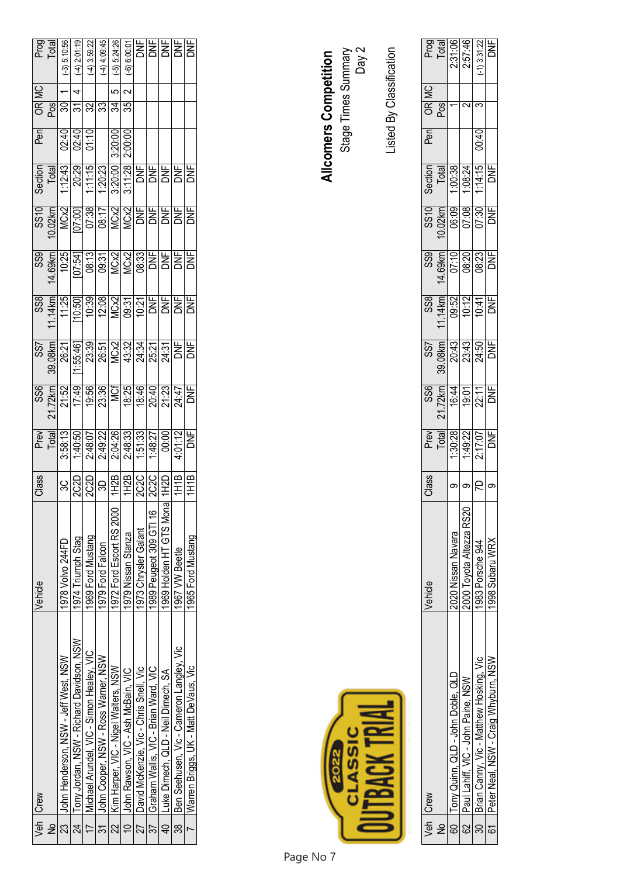# Allcomers Competition

Stage Times Summary
Day 2

Listed By Classification

| Veh No | Crew | Vehicle | Class | Prev Total | SS6 21.72km | SS7 39.08km | SS8 11.14km | SS9 14.69km | SS10 10.02km | Section Total | Pen | OR Pos | MC | Prog Total |
|---|---|---|---|---|---|---|---|---|---|---|---|---|---|---|
| 23 | John Henderson, NSW - Jeff West, NSW | 1978 Volvo 244FD | 3C | 3:58:13 | 21:52 | 26:21 | 11:25 | 10:25 | MCx2 | 1:12:43 | 02:40 | 30 | 1 | (-3) 5:10:56 |
| 24 | Tony Jordan, NSW - Richard Davidson, NSW | 1974 Triumph Stag | 2C2D | 1:40:50 | 17:49 | [1:55:46] | [10:50] | [07:54] | [07:00] | 20:29 | 02:40 | 31 | 4 | (-4) 2:01:19 |
| 17 | Michael Arundel, VIC - Simon Healey, VIC | 1969 Ford Mustang | 2C2D | 2:48:07 | 19:56 | 23:39 | 10:39 | 08:13 | 07:38 | 1:11:15 | 01:10 | 32 | | (-4) 3:59:22 |
| 31 | John Cooper, NSW - Ross Warner, NSW | 1979 Ford Falcon | 3D | 2:49:22 | 23:36 | 26:51 | 12:08 | 09:31 | 08:17 | 1:20:23 | | 33 | | (-4) 4:09:45 |
| 22 | Kim Harper, VIC - Nigel Walters, NSW | 1972 Ford Escort RS 2000 | 1H2B | 2:04:26 | MCf | MCx2 | MCx2 | MCx2 | MCx2 | 3:20:00 | 3:20:00 | 34 | 5 | (-5) 5:24:26 |
| 10 | John Rawson, VIC - Ash McBain, VIC | 1979 Nissan Stanza | 1H2B | 2:48:33 | 18:25 | 43:32 | 09:31 | MCx2 | MCx2 | 3:11:28 | 2:00:00 | 35 | 2 | (-6) 6:00:01 |
| 27 | David McKenzie, Vic - Chris Snell, Vic | 1973 Chrysler Galant | 2C2C | 1:51:33 | 18:46 | 24:34 | 10:21 | 08:33 | DNF | DNF | | | | DNF |
| 37 | Graham Wallis, VIC - Brian Ward, VIC | 1989 Peugeot 309 GTI 16 | 2C2C | 1:48:27 | 20:40 | 25:21 | DNF | DNF | DNF | DNF | | | | DNF |
| 40 | Luke Dimech, QLD - Neil Dimech, SA | 1969 Holden HT GTS Mona | 1H2D | 00:00 | 21:23 | 24:31 | DNF | DNF | DNF | DNF | | | | DNF |
| 38 | Ben Seehusen, Vic - Cameron Langley, Vic | 1967 VW Beetle | 1H1B | 4:01:12 | 24:47 | DNF | DNF | DNF | DNF | DNF | | | | DNF |
| 7 | Warren Briggs, UK - Matt DeVaus, Vic | 1965 Ford Mustang | 1H1B | DNF | DNF | DNF | DNF | DNF | DNF | DNF | | | | DNF |

| Veh No | Crew | Vehicle | Class | Prev Total | SS6 21.72km | SS7 39.08km | SS8 11.14km | SS9 14.69km | SS10 10.02km | Section Total | Pen | OR Pos | MC | Prog Total |
|---|---|---|---|---|---|---|---|---|---|---|---|---|---|---|
| 60 | Tony Quinn, QLD - John Doble, QLD | 2020 Nissan Navara | 9 | 1:30:28 | 16:44 | 20:43 | 09:52 | 07:10 | 06:09 | 1:00:38 | | 1 | | 2:31:06 |
| 62 | Paul Lahiff, VIC - John Paine, NSW | 2000 Toyota Altezza RS20 | 9 | 1:49:22 | 19:01 | 23:43 | 10:12 | 08:20 | 07:08 | 1:08:24 | | 2 | | 2:57:46 |
| 30 | Brian Canny, Vic - Matthew Hosking, Vic | 1983 Porsche 944 | 7D | 2:17:07 | 22:11 | 24:50 | 10:41 | 08:23 | 07:30 | 1:14:15 | 00:40 | 3 | | (-1) 3:31:22 |
| 61 | Peter Neal, NSW - Craig Whyburn, NSW | 1998 Subaru WRX | 9 | DNF | DNF | DNF | DNF | DNF | DNF | DNF | | | | DNF |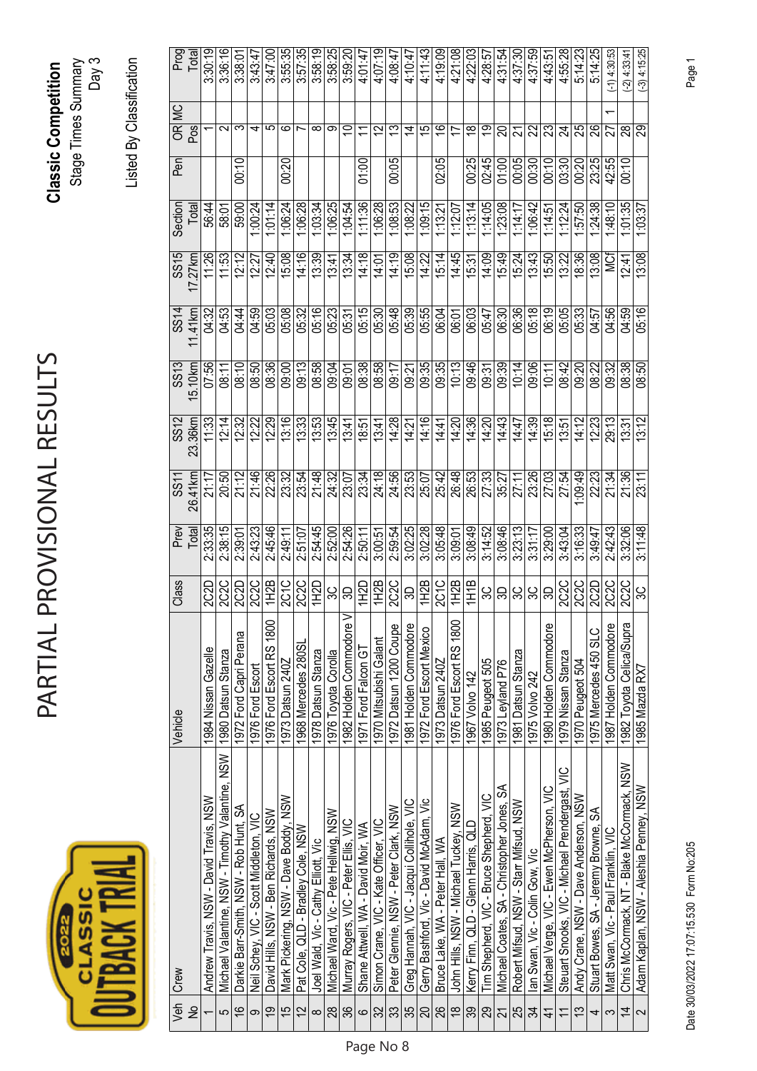# PARTIAL PROVISIONAL RESULTS

**Classic Competition**

Stage Times Summary

Day 3

Listed By Classification

| Veh No | Crew | Vehicle | Class | Prev Total | SS11 26.41km | SS12 23.36km | SS13 15.10km | SS14 11.41km | SS15 17.27km | Section Total | Pen | OR Pos | MC | Prog Total |
|---|---|---|---|---|---|---|---|---|---|---|---|---|---|---|
| 1 | Andrew Travis, NSW - David Travis, NSW | 1984 Nissan Gazelle | 2C2D | 2:33:35 | 21:17 | 11:33 | 07:56 | 04:32 | 11:26 | 56:44 | | 1 | | 3:30:19 |
| 5 | Michael Valantine, NSW - Timothy Valantine, NSW | 1980 Datsun Stanza | 2C2C | 2:38:15 | 20:50 | 12:14 | 08:11 | 04:53 | 11:53 | 58:01 | | 2 | | 3:36:16 |
| 16 | Darkie Barr-Smith, NSW - Rob Hunt, SA | 1972 Ford Capri Perana | 2C2D | 2:39:01 | 21:12 | 12:32 | 08:10 | 04:44 | 12:12 | 59:00 | 00:10 | 3 | | 3:38:01 |
| 9 | Neil Schey, VIC - Scott Middleton, VIC | 1976 Ford Escort | 2C2C | 2:43:23 | 21:46 | 12:22 | 08:50 | 04:59 | 12:27 | 1:00:24 | | 4 | | 3:43:47 |
| 19 | David Hills, NSW - Ben Richards, NSW | 1976 Ford Escort RS 1800 | 1H2B | 2:45:46 | 22:26 | 12:29 | 08:36 | 05:03 | 12:40 | 1:01:14 | | 5 | | 3:47:00 |
| 15 | Mark Pickering, NSW - Dave Boddy, NSW | 1973 Datsun 240Z | 2C1C | 2:49:11 | 23:32 | 13:16 | 09:00 | 05:08 | 15:08 | 1:06:24 | 00:20 | 6 | | 3:55:35 |
| 12 | Pat Cole, QLD - Bradley Cole, NSW | 1968 Mercedes 280SL | 2C2C | 2:51:07 | 23:54 | 13:33 | 09:13 | 05:32 | 14:16 | 1:06:28 | | 7 | | 3:57:35 |
| 8 | Joel Wald, Vic - Cathy Elliott, Vic | 1978 Datsun Stanza | 1H2D | 2:54:45 | 21:48 | 13:53 | 08:58 | 05:16 | 13:39 | 1:03:34 | | 8 | | 3:58:19 |
| 28 | Michael Ward, Vic - Pete Hellwig, NSW | 1976 Toyota Corolla | 3C | 2:52:00 | 24:32 | 13:45 | 09:04 | 05:23 | 13:41 | 1:06:25 | | 9 | | 3:58:25 |
| 36 | Murray Rogers, VIC - Peter Ellis, VIC | 1982 Holden Commodore V | 3D | 2:54:26 | 23:07 | 13:41 | 09:01 | 05:31 | 13:34 | 1:04:54 | | 10 | | 3:59:20 |
| 6 | Shane Attwell, WA - David Moir, WA | 1971 Ford Falcon GT | 1H2D | 2:50:11 | 23:34 | 18:51 | 08:38 | 05:15 | 14:18 | 1:11:36 | 01:00 | 11 | | 4:01:47 |
| 32 | Simon Crane, VIC - Kate Officer, VIC | 1970 Mitsubishi Galant | 1H2B | 3:00:51 | 24:18 | 13:41 | 08:58 | 05:30 | 14:01 | 1:06:28 | | 12 | | 4:07:19 |
| 33 | Peter Glennie, NSW - Peter Clark, NSW | 1972 Datsun 1200 Coupe | 2C2C | 2:59:54 | 24:56 | 14:28 | 09:17 | 05:48 | 14:19 | 1:08:53 | 00:05 | 13 | | 4:08:47 |
| 35 | Greg Hannah, VIC - Jacqui Collihole, VIC | 1981 Holden Commodore | 3D | 3:02:25 | 23:53 | 14:21 | 09:21 | 05:39 | 15:08 | 1:08:22 | | 14 | | 4:10:47 |
| 20 | Gerry Bashford, Vic - David McAdam, Vic | 1972 Ford Escort Mexico | 1H2B | 3:02:28 | 25:07 | 14:16 | 09:35 | 05:55 | 14:22 | 1:09:15 | | 15 | | 4:11:43 |
| 26 | Bruce Lake, WA - Peter Hall, WA | 1973 Datsun 240Z | 2C1C | 3:05:48 | 25:42 | 14:41 | 09:35 | 06:04 | 15:14 | 1:13:21 | 02:05 | 16 | | 4:19:09 |
| 18 | John Hills, NSW - Michael Tuckey, NSW | 1976 Ford Escort RS 1800 | 1H2B | 3:09:01 | 26:48 | 14:20 | 10:13 | 06:01 | 14:45 | 1:12:07 | | 17 | | 4:21:08 |
| 39 | Kerry Finn, QLD - Glenn Harris, QLD | 1967 Volvo 142 | 1H1B | 3:08:49 | 26:53 | 14:36 | 09:46 | 06:03 | 15:31 | 1:13:14 | 00:25 | 18 | | 4:22:03 |
| 29 | Tim Shepherd, VIC - Bruce Shepherd, VIC | 1985 Peugeot 505 | 3C | 3:14:52 | 27:33 | 14:20 | 09:31 | 05:47 | 14:09 | 1:14:05 | 02:45 | 19 | | 4:28:57 |
| 21 | Michael Coates, SA - Christopher Jones, SA | 1973 Leyland P76 | 3D | 3:08:46 | 35:27 | 14:43 | 09:39 | 06:30 | 15:49 | 1:23:08 | 01:00 | 20 | | 4:31:54 |
| 25 | Robert Mifsud, NSW - Starr Mifsud, NSW | 1981 Datsun Stanza | 3C | 3:23:13 | 27:11 | 14:47 | 10:14 | 06:36 | 15:24 | 1:14:17 | 00:05 | 21 | | 4:37:30 |
| 34 | Ian Swan, Vic - Colin Gow, Vic | 1975 Volvo 242 | 3C | 3:31:17 | 23:26 | 14:39 | 09:06 | 05:18 | 13:43 | 1:06:42 | 00:30 | 22 | | 4:37:59 |
| 41 | Michael Verge, VIC - Ewen McPherson, VIC | 1980 Holden Commodore | 3D | 3:29:00 | 27:03 | 15:18 | 10:11 | 06:19 | 15:50 | 1:14:51 | 00:10 | 23 | | 4:43:51 |
| 11 | Steuart Snooks, VIC - Michael Prendergast, VIC | 1979 Nissan Stanza | 2C2C | 3:43:04 | 27:54 | 13:51 | 08:42 | 05:05 | 13:22 | 1:12:24 | 03:30 | 24 | | 4:55:28 |
| 13 | Andy Crane, NSW - Dave Anderson, NSW | 1970 Peugeot 504 | 2C2C | 3:16:33 | 1:09:49 | 14:12 | 09:20 | 05:33 | 18:36 | 1:57:50 | 00:20 | 25 | | 5:14:23 |
| 4 | Stuart Bowes, SA - Jeremy Browne, SA | 1975 Mercedes 450 SLC | 2C2D | 3:49:47 | 22:23 | 12:23 | 08:22 | 04:57 | 13:08 | 1:24:38 | 23:25 | 26 | | 5:14:25 |
| 3 | Matt Swan, Vic - Paul Franklin, VIC | 1987 Holden Commodore | 2C2C | 2:42:43 | 21:34 | 29:13 | 09:32 | 04:56 | MCf | 1:48:10 | 42:55 | 27 | 1 | (-1) 4:30:53 |
| 14 | Chris McCormack, NT - Blake McCormack, NSW | 1982 Toyota Celica/Supra | 2C2C | 3:32:06 | 21:36 | 13:31 | 08:38 | 04:59 | 12:41 | 1:01:35 | 00:10 | 28 | | (-2) 4:33:41 |
| 2 | Adam Kaplan, NSW - Aleshia Penney, NSW | 1985 Mazda RX7 | 3C | 3:11:48 | 23:11 | 13:12 | 08:50 | 05:16 | 13:08 | 1:03:37 | | 29 | | (-3) 4:15:25 |

Date 30/03/2022 17:07:15.530 Form No:205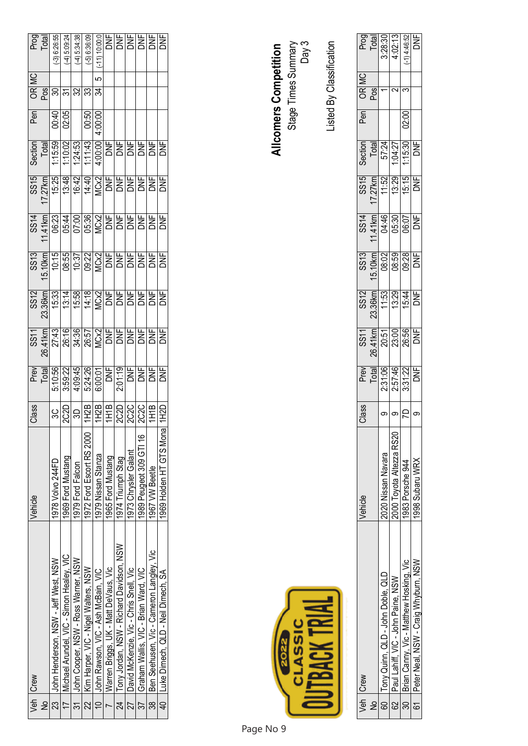# Allcomers Competition

Stage Times Summary

Day 3

Listed By Classification

| Veh No | Crew | Vehicle | Class | Prev Total | SS11 26.41km | SS12 23.36km | SS13 15.10km | SS14 11.41km | SS15 17.27km | Section Total | Pen | OR Pos | MC | Prog Total |
|---|---|---|---|---|---|---|---|---|---|---|---|---|---|---|
| 23 | John Henderson, NSW - Jeff West, NSW | 1978 Volvo 244FD | 3C | 5:10:56 | 27:43 | 15:33 | 10:15 | 06:23 | 15:25 | 1:15:59 | 00:40 | 30 | | (-3) 6:26:55 |
| 17 | Michael Arundel, VIC - Simon Healey, VIC | 1969 Ford Mustang | 2C2D | 3:59:22 | 26:16 | 13:14 | 08:55 | 05:44 | 13:48 | 1:10:02 | 02:05 | 31 | | (-4) 5:09:24 |
| 31 | John Cooper, NSW - Ross Warner, NSW | 1979 Ford Falcon | 3D | 4:09:45 | 34:36 | 15:58 | 10:37 | 07:00 | 16:42 | 1:24:53 | | 32 | | (-4) 5:34:38 |
| 22 | Kim Harper, VIC - Nigel Walters, NSW | 1972 Ford Escort RS 2000 | 1H2B | 5:24:26 | 26:57 | 14:18 | 09:22 | 05:36 | 14:40 | 1:11:43 | 00:50 | 33 | | (-5) 6:36:09 |
| 10 | John Rawson, VIC - Ash McBain, VIC | 1979 Nissan Stanza | 1H2B | 6:00:01 | MCx2 | MCx2 | MCx2 | MCx2 | MCx2 | 4:00:00 | 4:00:00 | 34 | 5 | (-11) 10:00:0 |
| 7 | Warren Briggs, UK - Matt DeVaus, Vic | 1965 Ford Mustang | 1H1B | DNF | DNF | DNF | DNF | DNF | DNF | DNF | | | | DNF |
| 24 | Tony Jordan, NSW - Richard Davidson, NSW | 1974 Triumph Stag | 2C2D | 2:01:19 | DNF | DNF | DNF | DNF | DNF | DNF | | | | DNF |
| 27 | David McKenzie, Vic - Chris Snell, Vic | 1973 Chrysler Galant | 2C2C | DNF | DNF | DNF | DNF | DNF | DNF | DNF | | | | DNF |
| 37 | Graham Wallis, VIC - Brian Ward, VIC | 1989 Peugeot 309 GTI 16 | 2C2C | DNF | DNF | DNF | DNF | DNF | DNF | DNF | | | | DNF |
| 38 | Ben Seehusen, Vic - Cameron Langley, Vic | 1967 VW Beetle | 1H1B | DNF | DNF | DNF | DNF | DNF | DNF | DNF | | | | DNF |
| 40 | Luke Dimech, QLD - Neil Dimech, SA | 1969 Holden HT GTS Mona | 1H2D | DNF | DNF | DNF | DNF | DNF | DNF | DNF | | | | DNF |

| Veh No | Crew | Vehicle | Class | Prev Total | SS11 26.41km | SS12 23.36km | SS13 15.10km | SS14 11.41km | SS15 17.27km | Section Total | Pen | OR Pos | MC | Prog Total |
|---|---|---|---|---|---|---|---|---|---|---|---|---|---|---|
| 60 | Tony Quinn, QLD - John Doble, QLD | 2020 Nissan Navara | 9 | 2:31:06 | 20:51 | 11:53 | 08:02 | 04:46 | 11:52 | 57:24 | | 1 | | 3:28:30 |
| 62 | Paul Lahiff, VIC - John Paine, NSW | 2000 Toyota Altezza RS20 | 9 | 2:57:46 | 23:00 | 13:29 | 08:59 | 05:30 | 13:29 | 1:04:27 | | 2 | | 4:02:13 |
| 30 | Brian Canny, Vic - Matthew Hosking, Vic | 1983 Porsche 944 | 7D | 3:31:22 | 26:56 | 15:44 | 09:28 | 06:07 | 15:15 | 1:15:30 | 02:00 | 3 | | (-1) 4:46:52 |
| 61 | Peter Neal, NSW - Craig Whyburn, NSW | 1998 Subaru WRX | 9 | DNF | DNF | DNF | DNF | DNF | DNF | DNF | | | | DNF |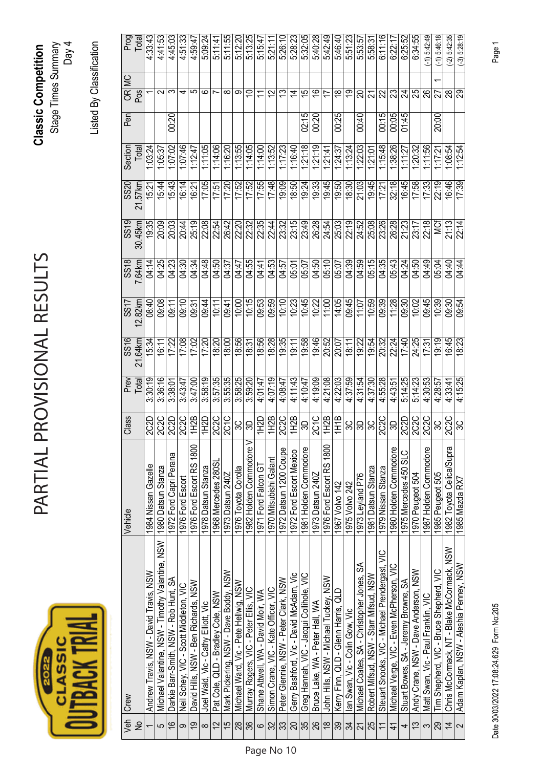# PARTIAL PROVISIONAL RESULTS

**Classic Competition**

Stage Times Summary

Day 4

Listed By Classification

| Veh No | Crew | Vehicle | Class | Prev Total | SS16 21.64km | SS17 12.82km | SS18 7.64km | SS19 30.45km | SS20 21.57km | Section Total | Pen | OR Pos | MC | Prog Total |
|---|---|---|---|---|---|---|---|---|---|---|---|---|---|---|
| 1 | Andrew Travis, NSW - David Travis, NSW | 1984 Nissan Gazelle | 2C2D | 3:30:19 | 15:34 | 08:40 | 04:14 | 19:35 | 15:21 | 1:03:24 | | 1 | | 4:33:43 |
| 5 | Michael Valantine, NSW - Timothy Valantine, NSW | 1980 Datsun Stanza | 2C2C | 3:36:16 | 16:11 | 09:08 | 04:25 | 20:09 | 15:44 | 1:05:37 | | 2 | | 4:41:53 |
| 16 | Darkie Barr-Smith, NSW - Rob Hunt, SA | 1972 Ford Capri Perana | 2C2D | 3:38:01 | 17:22 | 09:11 | 04:23 | 20:03 | 15:43 | 1:07:02 | 00:20 | 3 | | 4:45:03 |
| 9 | Neil Schey, VIC - Scott Middleton, VIC | 1976 Ford Escort | 2C2C | 3:43:47 | 17:08 | 09:10 | 04:30 | 20:44 | 16:14 | 1:07:46 | | 4 | | 4:51:33 |
| 19 | David Hills, NSW - Ben Richards, NSW | 1976 Ford Escort RS 1800 | 1H2B | 3:47:00 | 17:02 | 09:31 | 04:34 | 25:19 | 16:21 | 1:12:47 | | 5 | | 4:59:47 |
| 8 | Joel Wald, Vic - Cathy Elliott, Vic | 1978 Datsun Stanza | 1H2D | 3:58:19 | 17:20 | 09:44 | 04:48 | 22:08 | 17:05 | 1:11:05 | | 6 | | 5:09:24 |
| 12 | Pat Cole, QLD - Bradley Cole, NSW | 1968 Mercedes 280SL | 2C2C | 3:57:35 | 18:20 | 10:11 | 04:50 | 22:54 | 17:51 | 1:14:06 | | 7 | | 5:11:41 |
| 15 | Mark Pickering, NSW - Dave Boddy, NSW | 1973 Datsun 240Z | 2C1C | 3:55:35 | 18:00 | 09:41 | 04:37 | 26:42 | 17:20 | 1:16:20 | | 8 | | 5:11:55 |
| 28 | Michael Ward, Vic - Pete Hellwig, NSW | 1976 Toyota Corolla | 3C | 3:58:25 | 18:56 | 10:00 | 04:47 | 22:20 | 17:52 | 1:13:55 | | 9 | | 5:12:20 |
| 36 | Murray Rogers, VIC - Peter Ellis, VIC | 1982 Holden Commodore V | 3D | 3:59:20 | 18:31 | 10:15 | 04:55 | 22:32 | 17:52 | 1:14:05 | | 10 | | 5:13:25 |
| 6 | Shane Attwell, WA - David Moir, WA | 1971 Ford Falcon GT | 1H2D | 4:01:47 | 18:56 | 09:53 | 04:41 | 22:35 | 17:55 | 1:14:00 | | 11 | | 5:15:47 |
| 32 | Simon Crane, VIC - Kate Officer, VIC | 1970 Mitsubishi Galant | 1H2B | 4:07:19 | 18:28 | 09:59 | 04:53 | 22:44 | 17:48 | 1:13:52 | | 12 | | 5:21:11 |
| 33 | Peter Glennie, NSW - Peter Clark, NSW | 1972 Datsun 1200 Coupe | 2C2C | 4:08:47 | 19:35 | 10:10 | 04:57 | 23:32 | 19:09 | 1:17:23 | | 13 | | 5:26:10 |
| 20 | Gerry Bashford, Vic - David McAdam, Vic | 1972 Ford Escort Mexico | 1H2B | 4:11:43 | 19:11 | 10:23 | 05:01 | 23:15 | 18:50 | 1:16:40 | | 14 | | 5:28:23 |
| 35 | Greg Hannah, VIC - Jacqui Collihole, VIC | 1981 Holden Commodore | 3D | 4:10:47 | 19:58 | 10:45 | 05:07 | 23:49 | 19:24 | 1:21:18 | 02:15 | 15 | | 5:32:05 |
| 26 | Bruce Lake, WA - Peter Hall, WA | 1973 Datsun 240Z | 2C1C | 4:19:09 | 19:46 | 10:22 | 04:50 | 26:28 | 19:33 | 1:21:19 | 00:20 | 16 | | 5:40:28 |
| 18 | John Hills, NSW - Michael Tuckey, NSW | 1976 Ford Escort RS 1800 | 1H2B | 4:21:08 | 20:52 | 11:00 | 05:10 | 24:54 | 19:45 | 1:21:41 | | 17 | | 5:42:49 |
| 39 | Kerry Finn, QLD - Glenn Harris, QLD | 1967 Volvo 142 | 1H1B | 4:22:03 | 20:07 | 14:05 | 05:07 | 25:03 | 19:50 | 1:24:37 | 00:25 | 18 | | 5:46:40 |
| 34 | Ian Swan, Vic - Colin Gow, Vic | 1975 Volvo 242 | 3C | 4:37:59 | 18:11 | 09:45 | 04:39 | 22:19 | 18:30 | 1:13:24 | | 19 | | 5:51:23 |
| 21 | Michael Coates, SA - Christopher Jones, SA | 1973 Leyland P76 | 3D | 4:31:54 | 19:22 | 11:07 | 04:59 | 24:52 | 21:03 | 1:22:03 | 00:40 | 20 | | 5:53:57 |
| 25 | Robert Mifsud, NSW - Starr Mifsud, NSW | 1981 Datsun Stanza | 3C | 4:37:30 | 19:54 | 10:59 | 05:15 | 25:08 | 19:45 | 1:21:01 | | 21 | | 5:58:31 |
| 11 | Steuart Snooks, VIC - Michael Prendergast, VIC | 1979 Nissan Stanza | 2C2C | 4:55:28 | 20:32 | 09:39 | 04:35 | 23:26 | 17:21 | 1:15:48 | 00:15 | 22 | | 6:11:16 |
| 41 | Michael Verge, VIC - Ewen McPherson, VIC | 1980 Holden Commodore | 3D | 4:43:51 | 22:24 | 11:28 | 05:43 | 26:28 | 32:18 | 1:38:26 | 00:05 | 23 | | 6:22:17 |
| 4 | Stuart Bowes, SA - Jeremy Browne, SA | 1975 Mercedes 450 SLC | 2C2D | 5:14:25 | 17:40 | 09:30 | 04:24 | 21:23 | 16:45 | 1:11:27 | 01:45 | 24 | | 6:25:52 |
| 13 | Andy Crane, NSW - Dave Anderson, NSW | 1970 Peugeot 504 | 2C2D | 5:14:23 | 24:25 | 10:02 | 04:50 | 23:17 | 17:58 | 1:20:32 | | 25 | | 6:34:55 |
| 3 | Matt Swan, Vic - Paul Franklin, VIC | 1987 Holden Commodore | 2C2C | 4:30:53 | 17:31 | 09:45 | 04:49 | 22:18 | 17:33 | 1:11:56 | | 26 | | (-1) 5:42:49 |
| 29 | Tim Shepherd, VIC - Bruce Shepherd, VIC | 1985 Peugeot 505 | 3C | 4:28:57 | 19:19 | 10:39 | 05:04 | MCf | 22:19 | 1:17:21 | 20:00 | 27 | 1 | (-1) 5:46:18 |
| 14 | Chris McCormack, NT - Blake McCormack, NSW | 1982 Toyota Celica/Supra | 2C2C | 4:33:41 | 16:45 | 09:30 | 04:40 | 21:13 | 16:46 | 1:08:54 | | 28 | | (-2) 5:42:35 |
| 2 | Adam Kaplan, NSW - Aleshia Penney, NSW | 1985 Mazda RX7 | 3C | 4:15:25 | 18:23 | 09:54 | 04:44 | 22:14 | 17:39 | 1:12:54 | | 29 | | (-3) 5:28:19 |

Date 30/03/2022 17:08:24.629 Form No:205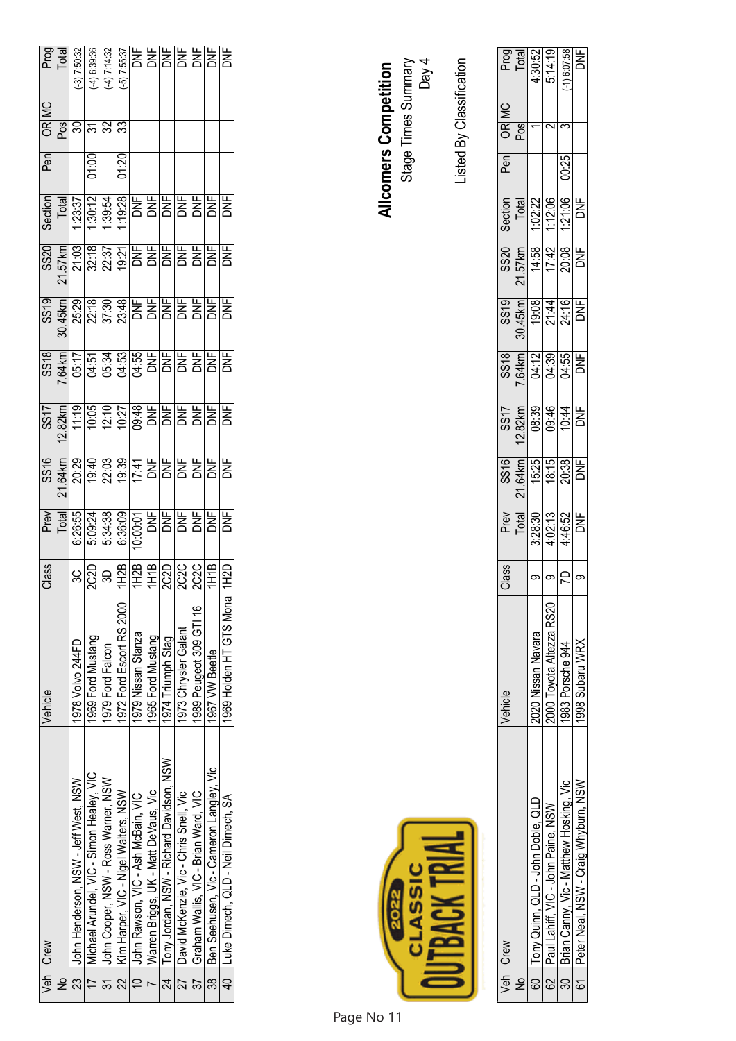# Allcomers Competition

Stage Times Summary

Day 4

Listed By Classification

| Veh No | Crew | Vehicle | Class | Prev Total | SS16 21.64km | SS17 12.82km | SS18 7.64km | SS19 30.45km | SS20 21.57km | Section Total | Pen | OR MC Pos | Prog Total |
|---|---|---|---|---|---|---|---|---|---|---|---|---|---|
| 23 | John Henderson, NSW - Jeff West, NSW | 1978 Volvo 244FD | 3C | 6:26:55 | 20:29 | 11:19 | 05:17 | 25:29 | 21:03 | 1:23:37 | | 30 | (-3) 7:50:32 |
| 17 | Michael Arundel, VIC - Simon Healey, VIC | 1969 Ford Mustang | 2C2D | 5:09:24 | 19:40 | 10:05 | 04:51 | 22:18 | 32:18 | 1:30:12 | 01:00 | 31 | (-4) 6:39:36 |
| 31 | John Cooper, NSW - Ross Warner, NSW | 1979 Ford Falcon | 3D | 5:34:38 | 22:03 | 12:10 | 05:34 | 37:30 | 22:37 | 1:39:54 | | 32 | (-4) 7:14:32 |
| 22 | Kim Harper, VIC - Nigel Walters, NSW | 1972 Ford Escort RS 2000 | 1H2B | 6:36:09 | 19:39 | 10:27 | 04:53 | 23:48 | 19:21 | 1:19:28 | 01:20 | 33 | (-5) 7:55:37 |
| 10 | John Rawson, VIC - Ash McBain, VIC | 1979 Nissan Stanza | 1H2B | 10:00:01 | 17:41 | 09:48 | 04:55 | DNF | DNF | DNF | | | DNF |
| 7 | Warren Briggs, UK - Matt DeVaus, Vic | 1965 Ford Mustang | 1H1B | DNF | DNF | DNF | DNF | DNF | DNF | DNF | | | DNF |
| 24 | Tony Jordan, NSW - Richard Davidson, NSW | 1974 Triumph Stag | 2C2D | DNF | DNF | DNF | DNF | DNF | DNF | DNF | | | DNF |
| 27 | David McKenzie, Vic - Chris Snell, Vic | 1973 Chrysler Galant | 2C2C | DNF | DNF | DNF | DNF | DNF | DNF | DNF | | | DNF |
| 37 | Graham Wallis, VIC - Brian Ward, VIC | 1989 Peugeot 309 GTI 16 | 2C2C | DNF | DNF | DNF | DNF | DNF | DNF | DNF | | | DNF |
| 38 | Ben Seehusen, Vic - Cameron Langley, Vic | 1967 VW Beetle | 1H1B | DNF | DNF | DNF | DNF | DNF | DNF | DNF | | | DNF |
| 40 | Luke Dimech, QLD - Neil Dimech, SA | 1969 Holden HT GTS Mona | 1H2D | DNF | DNF | DNF | DNF | DNF | DNF | DNF | | | DNF |

| Veh No | Crew | Vehicle | Class | Prev Total | SS16 21.64km | SS17 12.82km | SS18 7.64km | SS19 30.45km | SS20 21.57km | Section Total | Pen | OR MC Pos | Prog Total |
|---|---|---|---|---|---|---|---|---|---|---|---|---|---|
| 60 | Tony Quinn, QLD - John Doble, QLD | 2020 Nissan Navara | 9 | 3:28:30 | 15:25 | 08:39 | 04:12 | 19:08 | 14:58 | 1:02:22 | | 1 | 4:30:52 |
| 62 | Paul Lahiff, VIC - John Paine, NSW | 2000 Toyota Altezza RS20 | 9 | 4:02:13 | 18:15 | 09:46 | 04:39 | 21:44 | 17:42 | 1:12:06 | | 2 | 5:14:19 |
| 30 | Brian Canny, Vic - Matthew Hosking, Vic | 1983 Porsche 944 | 7D | 4:46:52 | 20:38 | 10:44 | 04:55 | 24:16 | 20:08 | 1:21:06 | 00:25 | 3 | (-1) 6:07:58 |
| 61 | Peter Neal, NSW - Craig Whyburn, NSW | 1998 Subaru WRX | 9 | DNF | DNF | DNF | DNF | DNF | DNF | DNF | | | DNF |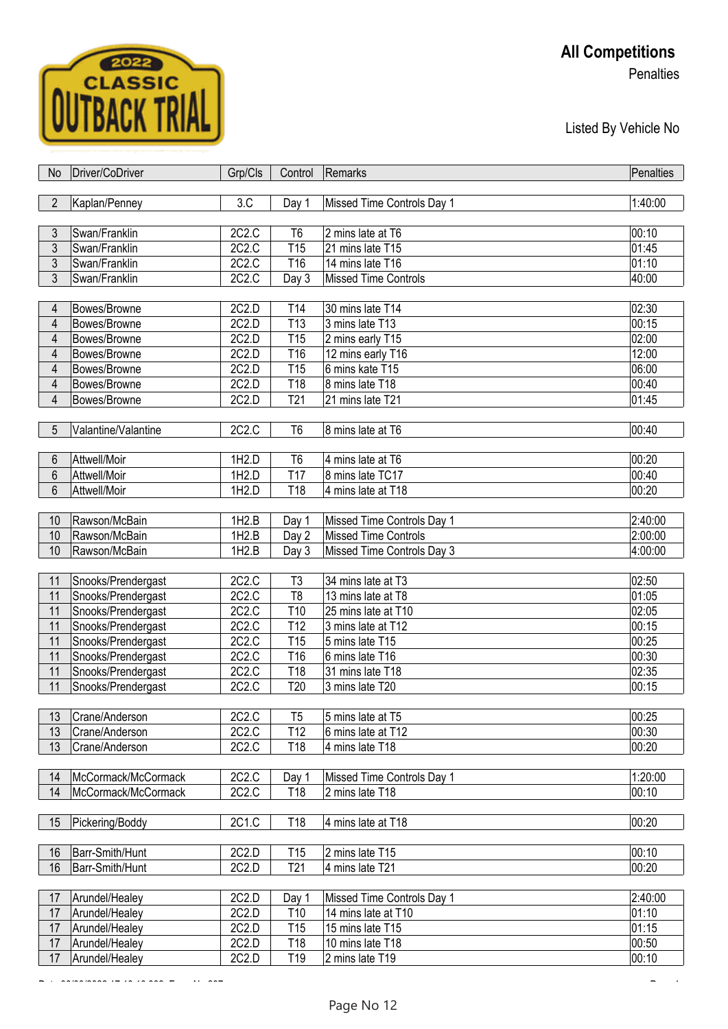# All Competitions

Penalties

Listed By Vehicle No

| No | Driver/CoDriver | Grp/Cls | Control | Remarks | Penalties |
|---|---|---|---|---|---|
| 2 | Kaplan/Penney | 3.C | Day 1 | Missed Time Controls Day 1 | 1:40:00 |
| 3 | Swan/Franklin | 2C2.C | T6 | 2 mins late at T6 | 00:10 |
| 3 | Swan/Franklin | 2C2.C | T15 | 21 mins late T15 | 01:45 |
| 3 | Swan/Franklin | 2C2.C | T16 | 14 mins late T16 | 01:10 |
| 3 | Swan/Franklin | 2C2.C | Day 3 | Missed Time Controls | 40:00 |
| 4 | Bowes/Browne | 2C2.D | T14 | 30 mins late T14 | 02:30 |
| 4 | Bowes/Browne | 2C2.D | T13 | 3 mins late T13 | 00:15 |
| 4 | Bowes/Browne | 2C2.D | T15 | 2 mins early T15 | 02:00 |
| 4 | Bowes/Browne | 2C2.D | T16 | 12 mins early T16 | 12:00 |
| 4 | Bowes/Browne | 2C2.D | T15 | 6 mins kate T15 | 06:00 |
| 4 | Bowes/Browne | 2C2.D | T18 | 8 mins late T18 | 00:40 |
| 4 | Bowes/Browne | 2C2.D | T21 | 21 mins late T21 | 01:45 |
| 5 | Valantine/Valantine | 2C2.C | T6 | 8 mins late at T6 | 00:40 |
| 6 | Attwell/Moir | 1H2.D | T6 | 4 mins late at T6 | 00:20 |
| 6 | Attwell/Moir | 1H2.D | T17 | 8 mins late TC17 | 00:40 |
| 6 | Attwell/Moir | 1H2.D | T18 | 4 mins late at T18 | 00:20 |
| 10 | Rawson/McBain | 1H2.B | Day 1 | Missed Time Controls Day 1 | 2:40:00 |
| 10 | Rawson/McBain | 1H2.B | Day 2 | Missed Time Controls | 2:00:00 |
| 10 | Rawson/McBain | 1H2.B | Day 3 | Missed Time Controls Day 3 | 4:00:00 |
| 11 | Snooks/Prendergast | 2C2.C | T3 | 34 mins late at T3 | 02:50 |
| 11 | Snooks/Prendergast | 2C2.C | T8 | 13 mins late at T8 | 01:05 |
| 11 | Snooks/Prendergast | 2C2.C | T10 | 25 mins late at T10 | 02:05 |
| 11 | Snooks/Prendergast | 2C2.C | T12 | 3 mins late at T12 | 00:15 |
| 11 | Snooks/Prendergast | 2C2.C | T15 | 5 mins late T15 | 00:25 |
| 11 | Snooks/Prendergast | 2C2.C | T16 | 6 mins late T16 | 00:30 |
| 11 | Snooks/Prendergast | 2C2.C | T18 | 31 mins late T18 | 02:35 |
| 11 | Snooks/Prendergast | 2C2.C | T20 | 3 mins late T20 | 00:15 |
| 13 | Crane/Anderson | 2C2.C | T5 | 5 mins late at T5 | 00:25 |
| 13 | Crane/Anderson | 2C2.C | T12 | 6 mins late at T12 | 00:30 |
| 13 | Crane/Anderson | 2C2.C | T18 | 4 mins late T18 | 00:20 |
| 14 | McCormack/McCormack | 2C2.C | Day 1 | Missed Time Controls Day 1 | 1:20:00 |
| 14 | McCormack/McCormack | 2C2.C | T18 | 2 mins late T18 | 00:10 |
| 15 | Pickering/Boddy | 2C1.C | T18 | 4 mins late at T18 | 00:20 |
| 16 | Barr-Smith/Hunt | 2C2.D | T15 | 2 mins late T15 | 00:10 |
| 16 | Barr-Smith/Hunt | 2C2.D | T21 | 4 mins late T21 | 00:20 |
| 17 | Arundel/Healey | 2C2.D | Day 1 | Missed Time Controls Day 1 | 2:40:00 |
| 17 | Arundel/Healey | 2C2.D | T10 | 14 mins late at T10 | 01:10 |
| 17 | Arundel/Healey | 2C2.D | T15 | 15 mins late T15 | 01:15 |
| 17 | Arundel/Healey | 2C2.D | T18 | 10 mins late T18 | 00:50 |
| 17 | Arundel/Healey | 2C2.D | T19 | 2 mins late T19 | 00:10 |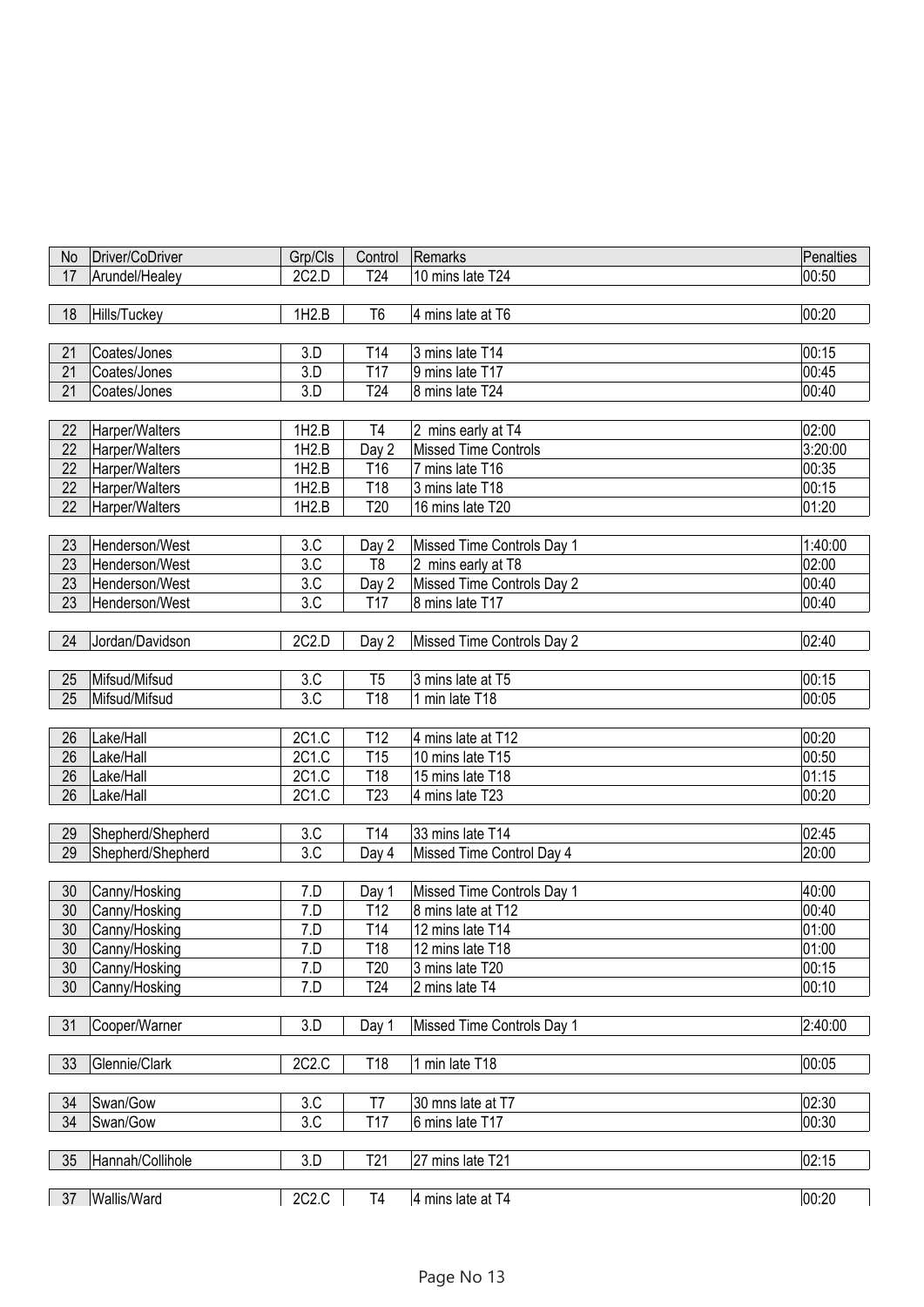| No | Driver/CoDriver | Grp/Cls | Control | Remarks | Penalties |
|---|---|---|---|---|---|
| 17 | Arundel/Healey | 2C2.D | T24 | 10 mins late T24 | 00:50 |
| | | | | | |
| 18 | Hills/Tuckey | 1H2.B | T6 | 4 mins late at T6 | 00:20 |
| | | | | | |
| 21 | Coates/Jones | 3.D | T14 | 3 mins late T14 | 00:15 |
| 21 | Coates/Jones | 3.D | T17 | 9 mins late T17 | 00:45 |
| 21 | Coates/Jones | 3.D | T24 | 8 mins late T24 | 00:40 |
| | | | | | |
| 22 | Harper/Walters | 1H2.B | T4 | 2 mins early at T4 | 02:00 |
| 22 | Harper/Walters | 1H2.B | Day 2 | Missed Time Controls | 3:20:00 |
| 22 | Harper/Walters | 1H2.B | T16 | 7 mins late T16 | 00:35 |
| 22 | Harper/Walters | 1H2.B | T18 | 3 mins late T18 | 00:15 |
| 22 | Harper/Walters | 1H2.B | T20 | 16 mins late T20 | 01:20 |
| | | | | | |
| 23 | Henderson/West | 3.C | Day 2 | Missed Time Controls Day 1 | 1:40:00 |
| 23 | Henderson/West | 3.C | T8 | 2 mins early at T8 | 02:00 |
| 23 | Henderson/West | 3.C | Day 2 | Missed Time Controls Day 2 | 00:40 |
| 23 | Henderson/West | 3.C | T17 | 8 mins late T17 | 00:40 |
| | | | | | |
| 24 | Jordan/Davidson | 2C2.D | Day 2 | Missed Time Controls Day 2 | 02:40 |
| | | | | | |
| 25 | Mifsud/Mifsud | 3.C | T5 | 3 mins late at T5 | 00:15 |
| 25 | Mifsud/Mifsud | 3.C | T18 | 1 min late T18 | 00:05 |
| | | | | | |
| 26 | Lake/Hall | 2C1.C | T12 | 4 mins late at T12 | 00:20 |
| 26 | Lake/Hall | 2C1.C | T15 | 10 mins late T15 | 00:50 |
| 26 | Lake/Hall | 2C1.C | T18 | 15 mins late T18 | 01:15 |
| 26 | Lake/Hall | 2C1.C | T23 | 4 mins late T23 | 00:20 |
| | | | | | |
| 29 | Shepherd/Shepherd | 3.C | T14 | 33 mins late T14 | 02:45 |
| 29 | Shepherd/Shepherd | 3.C | Day 4 | Missed Time Control Day 4 | 20:00 |
| | | | | | |
| 30 | Canny/Hosking | 7.D | Day 1 | Missed Time Controls Day 1 | 40:00 |
| 30 | Canny/Hosking | 7.D | T12 | 8 mins late at T12 | 00:40 |
| 30 | Canny/Hosking | 7.D | T14 | 12 mins late T14 | 01:00 |
| 30 | Canny/Hosking | 7.D | T18 | 12 mins late T18 | 01:00 |
| 30 | Canny/Hosking | 7.D | T20 | 3 mins late T20 | 00:15 |
| 30 | Canny/Hosking | 7.D | T24 | 2 mins late T4 | 00:10 |
| | | | | | |
| 31 | Cooper/Warner | 3.D | Day 1 | Missed Time Controls Day 1 | 2:40:00 |
| | | | | | |
| 33 | Glennie/Clark | 2C2.C | T18 | 1 min late T18 | 00:05 |
| | | | | | |
| 34 | Swan/Gow | 3.C | T7 | 30 mns late at T7 | 02:30 |
| 34 | Swan/Gow | 3.C | T17 | 6 mins late T17 | 00:30 |
| | | | | | |
| 35 | Hannah/Collihole | 3.D | T21 | 27 mins late T21 | 02:15 |
| | | | | | |
| 37 | Wallis/Ward | 2C2.C | T4 | 4 mins late at T4 | 00:20 |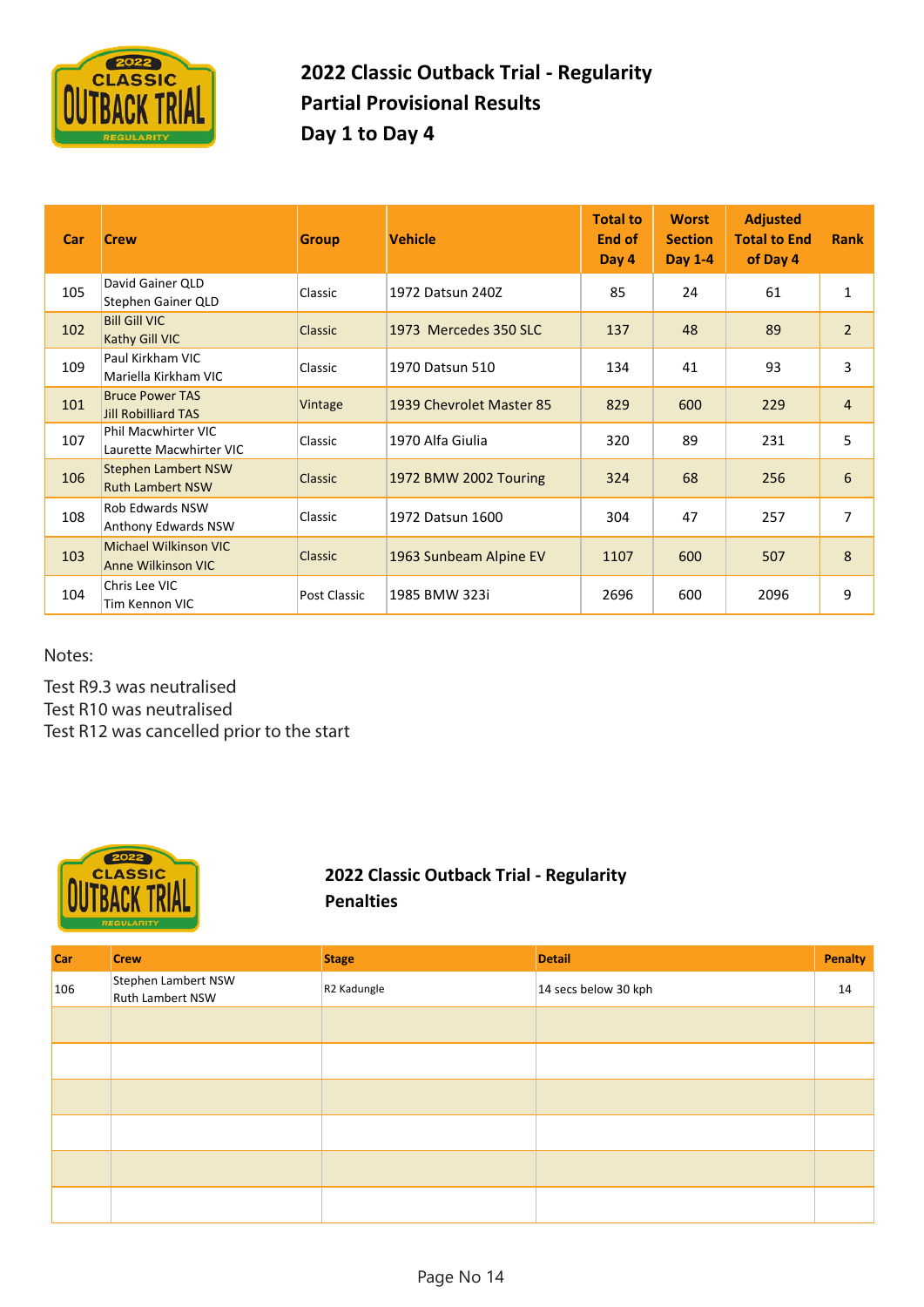# 2022 Classic Outback Trial - Regularity
## Partial Provisional Results
## Day 1 to Day 4

| Car | Crew | Group | Vehicle | Total to End of Day 4 | Worst Section Day 1-4 | Adjusted Total to End of Day 4 | Rank |
|---|---|---|---|---|---|---|---|
| 105 | David Gainer QLD<br>Stephen Gainer QLD | Classic | 1972 Datsun 240Z | 85 | 24 | 61 | 1 |
| 102 | Bill Gill VIC<br>Kathy Gill VIC | Classic | 1973 Mercedes 350 SLC | 137 | 48 | 89 | 2 |
| 109 | Paul Kirkham VIC<br>Mariella Kirkham VIC | Classic | 1970 Datsun 510 | 134 | 41 | 93 | 3 |
| 101 | Bruce Power TAS<br>Jill Robilliard TAS | Vintage | 1939 Chevrolet Master 85 | 829 | 600 | 229 | 4 |
| 107 | Phil Macwhirter VIC<br>Laurette Macwhirter VIC | Classic | 1970 Alfa Giulia | 320 | 89 | 231 | 5 |
| 106 | Stephen Lambert NSW<br>Ruth Lambert NSW | Classic | 1972 BMW 2002 Touring | 324 | 68 | 256 | 6 |
| 108 | Rob Edwards NSW<br>Anthony Edwards NSW | Classic | 1972 Datsun 1600 | 304 | 47 | 257 | 7 |
| 103 | Michael Wilkinson VIC<br>Anne Wilkinson VIC | Classic | 1963 Sunbeam Alpine EV | 1107 | 600 | 507 | 8 |
| 104 | Chris Lee VIC<br>Tim Kennon VIC | Post Classic | 1985 BMW 323i | 2696 | 600 | 2096 | 9 |

Notes:

Test R9.3 was neutralised
Test R10 was neutralised
Test R12 was cancelled prior to the start

# 2022 Classic Outback Trial - Regularity
## Penalties

| Car | Crew | Stage | Detail | Penalty |
|---|---|---|---|---|
| 106 | Stephen Lambert NSW<br>Ruth Lambert NSW | R2 Kadungle | 14 secs below 30 kph | 14 |
| | | | | |
| | | | | |
| | | | | |
| | | | | |
| | | | | |
| | | | | |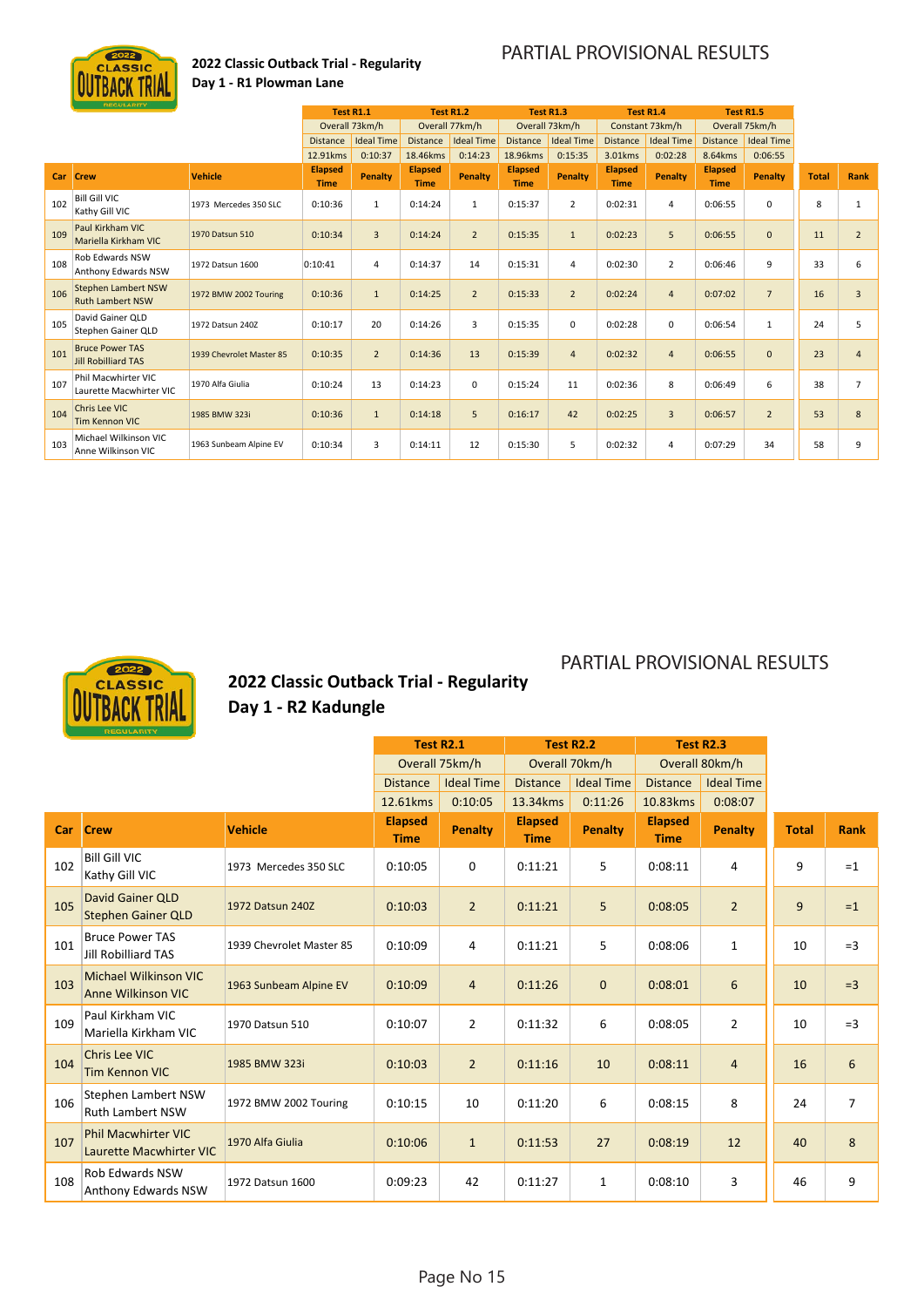## 2022 Classic Outback Trial - Regularity

### Day 1 - R1 Plowman Lane

PARTIAL PROVISIONAL RESULTS

| Car | Crew | Vehicle | Test R1.1 | | Test R1.2 | | Test R1.3 | | Test R1.4 | | Test R1.5 | | Total | Rank |
|---|---|---|---|---|---|---|---|---|---|---|---|---|---|---|
| | | | Overall 73km/h | | Overall 77km/h | | Overall 73km/h | | Constant 73km/h | | Overall 75km/h | | | |
| | | | Distance | Ideal Time | Distance | Ideal Time | Distance | Ideal Time | Distance | Ideal Time | Distance | Ideal Time | | |
| | | | 12.91kms | 0:10:37 | 18.46kms | 0:14:23 | 18.96kms | 0:15:35 | 3.01kms | 0:02:28 | 8.64kms | 0:06:55 | | |
| | | | Elapsed Time | Penalty | Elapsed Time | Penalty | Elapsed Time | Penalty | Elapsed Time | Penalty | Elapsed Time | Penalty | | |
| 102 | Bill Gill VIC<br>Kathy Gill VIC | 1973 Mercedes 350 SLC | 0:10:36 | 1 | 0:14:24 | 1 | 0:15:37 | 2 | 0:02:31 | 4 | 0:06:55 | 0 | 8 | 1 |
| 109 | Paul Kirkham VIC<br>Mariella Kirkham VIC | 1970 Datsun 510 | 0:10:34 | 3 | 0:14:24 | 2 | 0:15:35 | 1 | 0:02:23 | 5 | 0:06:55 | 0 | 11 | 2 |
| 108 | Rob Edwards NSW<br>Anthony Edwards NSW | 1972 Datsun 1600 | 0:10:41 | 4 | 0:14:37 | 14 | 0:15:31 | 4 | 0:02:30 | 2 | 0:06:46 | 9 | 33 | 6 |
| 106 | Stephen Lambert NSW<br>Ruth Lambert NSW | 1972 BMW 2002 Touring | 0:10:36 | 1 | 0:14:25 | 2 | 0:15:33 | 2 | 0:02:24 | 4 | 0:07:02 | 7 | 16 | 3 |
| 105 | David Gainer QLD<br>Stephen Gainer QLD | 1972 Datsun 240Z | 0:10:17 | 20 | 0:14:26 | 3 | 0:15:35 | 0 | 0:02:28 | 0 | 0:06:54 | 1 | 24 | 5 |
| 101 | Bruce Power TAS<br>Jill Robilliard TAS | 1939 Chevrolet Master 85 | 0:10:35 | 2 | 0:14:36 | 13 | 0:15:39 | 4 | 0:02:32 | 4 | 0:06:55 | 0 | 23 | 4 |
| 107 | Phil Macwhirter VIC<br>Laurette Macwhirter VIC | 1970 Alfa Giulia | 0:10:24 | 13 | 0:14:23 | 0 | 0:15:24 | 11 | 0:02:36 | 8 | 0:06:49 | 6 | 38 | 7 |
| 104 | Chris Lee VIC<br>Tim Kennon VIC | 1985 BMW 323i | 0:10:36 | 1 | 0:14:18 | 5 | 0:16:17 | 42 | 0:02:25 | 3 | 0:06:57 | 2 | 53 | 8 |
| 103 | Michael Wilkinson VIC<br>Anne Wilkinson VIC | 1963 Sunbeam Alpine EV | 0:10:34 | 3 | 0:14:11 | 12 | 0:15:30 | 5 | 0:02:32 | 4 | 0:07:29 | 34 | 58 | 9 |

## 2022 Classic Outback Trial - Regularity

### Day 1 - R2 Kadungle

PARTIAL PROVISIONAL RESULTS

| Car | Crew | Vehicle | Test R2.1 | | Test R2.2 | | Test R2.3 | | Total | Rank |
|---|---|---|---|---|---|---|---|---|---|---|
| | | | Overall 75km/h | | Overall 70km/h | | Overall 80km/h | | | |
| | | | Distance | Ideal Time | Distance | Ideal Time | Distance | Ideal Time | | |
| | | | 12.61kms | 0:10:05 | 13.34kms | 0:11:26 | 10.83kms | 0:08:07 | | |
| | | | Elapsed Time | Penalty | Elapsed Time | Penalty | Elapsed Time | Penalty | | |
| 102 | Bill Gill VIC<br>Kathy Gill VIC | 1973 Mercedes 350 SLC | 0:10:05 | 0 | 0:11:21 | 5 | 0:08:11 | 4 | 9 | =1 |
| 105 | David Gainer QLD<br>Stephen Gainer QLD | 1972 Datsun 240Z | 0:10:03 | 2 | 0:11:21 | 5 | 0:08:05 | 2 | 9 | =1 |
| 101 | Bruce Power TAS<br>Jill Robilliard TAS | 1939 Chevrolet Master 85 | 0:10:09 | 4 | 0:11:21 | 5 | 0:08:06 | 1 | 10 | =3 |
| 103 | Michael Wilkinson VIC<br>Anne Wilkinson VIC | 1963 Sunbeam Alpine EV | 0:10:09 | 4 | 0:11:26 | 0 | 0:08:01 | 6 | 10 | =3 |
| 109 | Paul Kirkham VIC<br>Mariella Kirkham VIC | 1970 Datsun 510 | 0:10:07 | 2 | 0:11:32 | 6 | 0:08:05 | 2 | 10 | =3 |
| 104 | Chris Lee VIC<br>Tim Kennon VIC | 1985 BMW 323i | 0:10:03 | 2 | 0:11:16 | 10 | 0:08:11 | 4 | 16 | 6 |
| 106 | Stephen Lambert NSW<br>Ruth Lambert NSW | 1972 BMW 2002 Touring | 0:10:15 | 10 | 0:11:20 | 6 | 0:08:15 | 8 | 24 | 7 |
| 107 | Phil Macwhirter VIC<br>Laurette Macwhirter VIC | 1970 Alfa Giulia | 0:10:06 | 1 | 0:11:53 | 27 | 0:08:19 | 12 | 40 | 8 |
| 108 | Rob Edwards NSW<br>Anthony Edwards NSW | 1972 Datsun 1600 | 0:09:23 | 42 | 0:11:27 | 1 | 0:08:10 | 3 | 46 | 9 |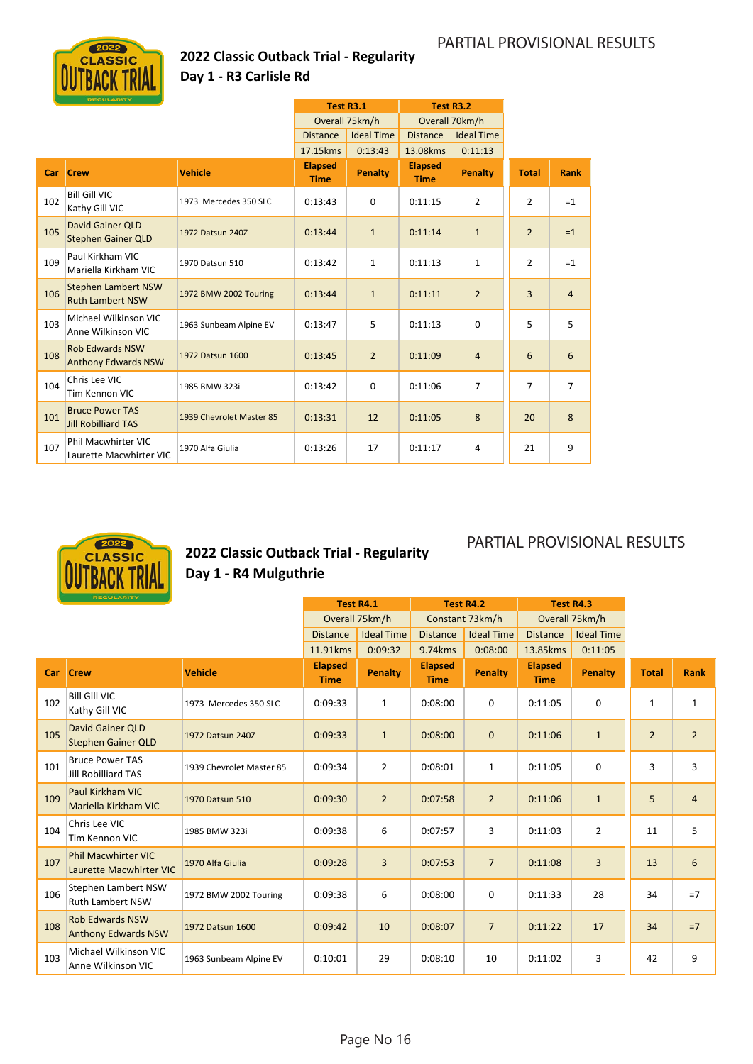PARTIAL PROVISIONAL RESULTS

## 2022 Classic Outback Trial - Regularity
## Day 1 - R3 Carlisle Rd

| | | | Test R3.1 | | Test R3.2 | | | |
|---|---|---|---|---|---|---|---|---|
| | | | Overall 75km/h | | Overall 70km/h | | | |
| | | | Distance | Ideal Time | Distance | Ideal Time | | |
| | | | 17.15kms | 0:13:43 | 13.08kms | 0:11:13 | | |
| **Car** | **Crew** | **Vehicle** | **Elapsed Time** | **Penalty** | **Elapsed Time** | **Penalty** | **Total** | **Rank** |
| 102 | Bill Gill VIC<br>Kathy Gill VIC | 1973 Mercedes 350 SLC | 0:13:43 | 0 | 0:11:15 | 2 | 2 | =1 |
| 105 | David Gainer QLD<br>Stephen Gainer QLD | 1972 Datsun 240Z | 0:13:44 | 1 | 0:11:14 | 1 | 2 | =1 |
| 109 | Paul Kirkham VIC<br>Mariella Kirkham VIC | 1970 Datsun 510 | 0:13:42 | 1 | 0:11:13 | 1 | 2 | =1 |
| 106 | Stephen Lambert NSW<br>Ruth Lambert NSW | 1972 BMW 2002 Touring | 0:13:44 | 1 | 0:11:11 | 2 | 3 | 4 |
| 103 | Michael Wilkinson VIC<br>Anne Wilkinson VIC | 1963 Sunbeam Alpine EV | 0:13:47 | 5 | 0:11:13 | 0 | 5 | 5 |
| 108 | Rob Edwards NSW<br>Anthony Edwards NSW | 1972 Datsun 1600 | 0:13:45 | 2 | 0:11:09 | 4 | 6 | 6 |
| 104 | Chris Lee VIC<br>Tim Kennon VIC | 1985 BMW 323i | 0:13:42 | 0 | 0:11:06 | 7 | 7 | 7 |
| 101 | Bruce Power TAS<br>Jill Robilliard TAS | 1939 Chevrolet Master 85 | 0:13:31 | 12 | 0:11:05 | 8 | 20 | 8 |
| 107 | Phil Macwhirter VIC<br>Laurette Macwhirter VIC | 1970 Alfa Giulia | 0:13:26 | 17 | 0:11:17 | 4 | 21 | 9 |

PARTIAL PROVISIONAL RESULTS

## 2022 Classic Outback Trial - Regularity
## Day 1 - R4 Mulguthrie

| | | | Test R4.1 | | Test R4.2 | | Test R4.3 | | | |
|---|---|---|---|---|---|---|---|---|---|---|
| | | | Overall 75km/h | | Constant 73km/h | | Overall 75km/h | | | |
| | | | Distance | Ideal Time | Distance | Ideal Time | Distance | Ideal Time | | |
| | | | 11.91kms | 0:09:32 | 9.74kms | 0:08:00 | 13.85kms | 0:11:05 | | |
| **Car** | **Crew** | **Vehicle** | **Elapsed Time** | **Penalty** | **Elapsed Time** | **Penalty** | **Elapsed Time** | **Penalty** | **Total** | **Rank** |
| 102 | Bill Gill VIC<br>Kathy Gill VIC | 1973 Mercedes 350 SLC | 0:09:33 | 1 | 0:08:00 | 0 | 0:11:05 | 0 | 1 | 1 |
| 105 | David Gainer QLD<br>Stephen Gainer QLD | 1972 Datsun 240Z | 0:09:33 | 1 | 0:08:00 | 0 | 0:11:06 | 1 | 2 | 2 |
| 101 | Bruce Power TAS<br>Jill Robilliard TAS | 1939 Chevrolet Master 85 | 0:09:34 | 2 | 0:08:01 | 1 | 0:11:05 | 0 | 3 | 3 |
| 109 | Paul Kirkham VIC<br>Mariella Kirkham VIC | 1970 Datsun 510 | 0:09:30 | 2 | 0:07:58 | 2 | 0:11:06 | 1 | 5 | 4 |
| 104 | Chris Lee VIC<br>Tim Kennon VIC | 1985 BMW 323i | 0:09:38 | 6 | 0:07:57 | 3 | 0:11:03 | 2 | 11 | 5 |
| 107 | Phil Macwhirter VIC<br>Laurette Macwhirter VIC | 1970 Alfa Giulia | 0:09:28 | 3 | 0:07:53 | 7 | 0:11:08 | 3 | 13 | 6 |
| 106 | Stephen Lambert NSW<br>Ruth Lambert NSW | 1972 BMW 2002 Touring | 0:09:38 | 6 | 0:08:00 | 0 | 0:11:33 | 28 | 34 | =7 |
| 108 | Rob Edwards NSW<br>Anthony Edwards NSW | 1972 Datsun 1600 | 0:09:42 | 10 | 0:08:07 | 7 | 0:11:22 | 17 | 34 | =7 |
| 103 | Michael Wilkinson VIC<br>Anne Wilkinson VIC | 1963 Sunbeam Alpine EV | 0:10:01 | 29 | 0:08:10 | 10 | 0:11:02 | 3 | 42 | 9 |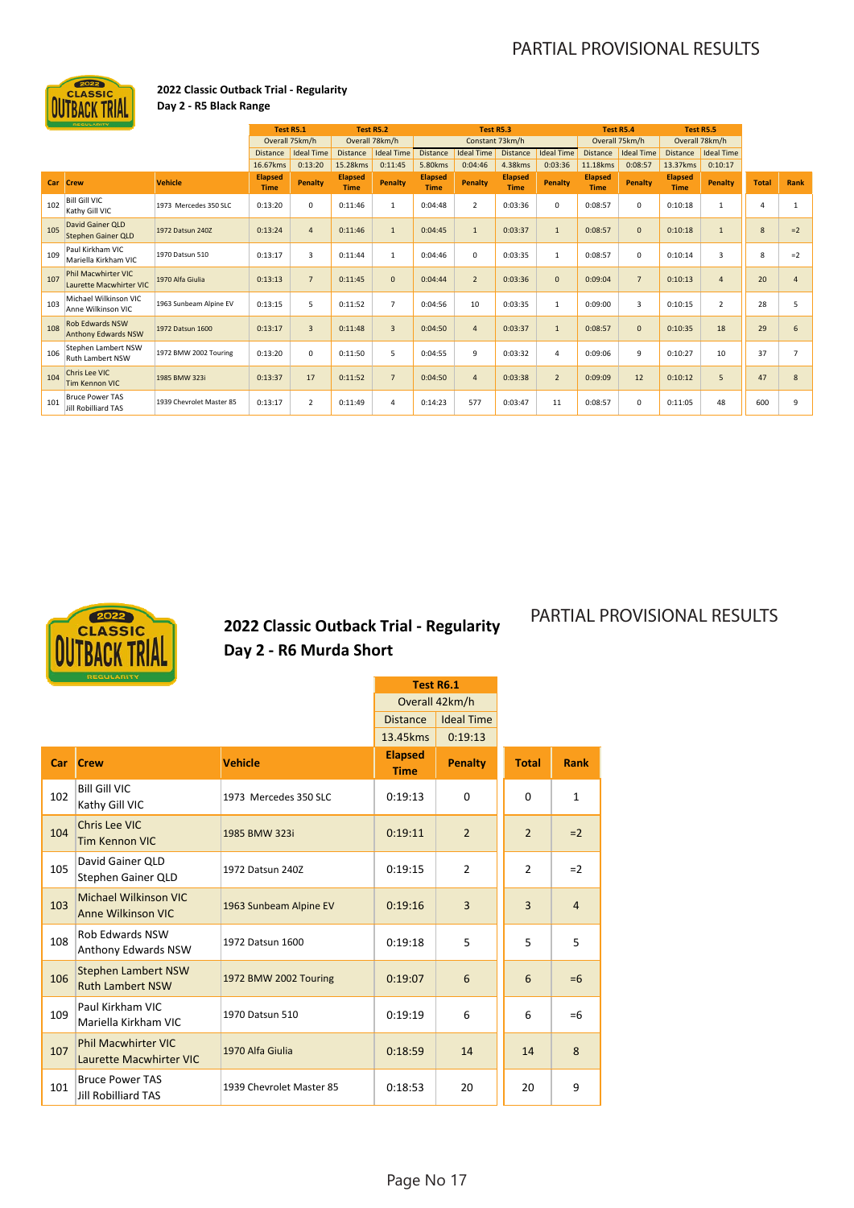PARTIAL PROVISIONAL RESULTS

## 2022 Classic Outback Trial - Regularity
### Day 2 - R5 Black Range

| Car | Crew | Vehicle | Test R5.1 | | Test R5.2 | | Test R5.3 | | | | Test R5.4 | | Test R5.5 | | Total | Rank |
|---|---|---|---|---|---|---|---|---|---|---|---|---|---|---|---|---|
| | | | Overall 75km/h | | Overall 78km/h | | Constant 73km/h | | | | Overall 75km/h | | Overall 78km/h | | | |
| | | | Distance | Ideal Time | Distance | Ideal Time | Distance | Ideal Time | Distance | Ideal Time | Distance | Ideal Time | Distance | Ideal Time | | |
| | | | 16.67kms | 0:13:20 | 15.28kms | 0:11:45 | 5.80kms | 0:04:46 | 4.38kms | 0:03:36 | 11.18kms | 0:08:57 | 13.37kms | 0:10:17 | | |
| | | | Elapsed Time | Penalty | Elapsed Time | Penalty | Elapsed Time | Penalty | Elapsed Time | Penalty | Elapsed Time | Penalty | Elapsed Time | Penalty | | |
| 102 | Bill Gill VIC<br>Kathy Gill VIC | 1973 Mercedes 350 SLC | 0:13:20 | 0 | 0:11:46 | 1 | 0:04:48 | 2 | 0:03:36 | 0 | 0:08:57 | 0 | 0:10:18 | 1 | 4 | 1 |
| 105 | David Gainer QLD<br>Stephen Gainer QLD | 1972 Datsun 240Z | 0:13:24 | 4 | 0:11:46 | 1 | 0:04:45 | 1 | 0:03:37 | 1 | 0:08:57 | 0 | 0:10:18 | 1 | 8 | =2 |
| 109 | Paul Kirkham VIC<br>Mariella Kirkham VIC | 1970 Datsun 510 | 0:13:17 | 3 | 0:11:44 | 1 | 0:04:46 | 0 | 0:03:35 | 1 | 0:08:57 | 0 | 0:10:14 | 3 | 8 | =2 |
| 107 | Phil Macwhirter VIC<br>Laurette Macwhirter VIC | 1970 Alfa Giulia | 0:13:13 | 7 | 0:11:45 | 0 | 0:04:44 | 2 | 0:03:36 | 0 | 0:09:04 | 7 | 0:10:13 | 4 | 20 | 4 |
| 103 | Michael Wilkinson VIC<br>Anne Wilkinson VIC | 1963 Sunbeam Alpine EV | 0:13:15 | 5 | 0:11:52 | 7 | 0:04:56 | 10 | 0:03:35 | 1 | 0:09:00 | 3 | 0:10:15 | 2 | 28 | 5 |
| 108 | Rob Edwards NSW<br>Anthony Edwards NSW | 1972 Datsun 1600 | 0:13:17 | 3 | 0:11:48 | 3 | 0:04:50 | 4 | 0:03:37 | 1 | 0:08:57 | 0 | 0:10:35 | 18 | 29 | 6 |
| 106 | Stephen Lambert NSW<br>Ruth Lambert NSW | 1972 BMW 2002 Touring | 0:13:20 | 0 | 0:11:50 | 5 | 0:04:55 | 9 | 0:03:32 | 4 | 0:09:06 | 9 | 0:10:27 | 10 | 37 | 7 |
| 104 | Chris Lee VIC<br>Tim Kennon VIC | 1985 BMW 323i | 0:13:37 | 17 | 0:11:52 | 7 | 0:04:50 | 4 | 0:03:38 | 2 | 0:09:09 | 12 | 0:10:12 | 5 | 47 | 8 |
| 101 | Bruce Power TAS<br>Jill Robilliard TAS | 1939 Chevrolet Master 85 | 0:13:17 | 2 | 0:11:49 | 4 | 0:14:23 | 577 | 0:03:47 | 11 | 0:08:57 | 0 | 0:11:05 | 48 | 600 | 9 |

PARTIAL PROVISIONAL RESULTS

## 2022 Classic Outback Trial - Regularity
### Day 2 - R6 Murda Short

| Car | Crew | Vehicle | Test R6.1 | | Total | Rank |
|---|---|---|---|---|---|---|
| | | | Overall 42km/h | | | |
| | | | Distance | Ideal Time | | |
| | | | 13.45kms | 0:19:13 | | |
| | | | Elapsed Time | Penalty | | |
| 102 | Bill Gill VIC<br>Kathy Gill VIC | 1973 Mercedes 350 SLC | 0:19:13 | 0 | 0 | 1 |
| 104 | Chris Lee VIC<br>Tim Kennon VIC | 1985 BMW 323i | 0:19:11 | 2 | 2 | =2 |
| 105 | David Gainer QLD<br>Stephen Gainer QLD | 1972 Datsun 240Z | 0:19:15 | 2 | 2 | =2 |
| 103 | Michael Wilkinson VIC<br>Anne Wilkinson VIC | 1963 Sunbeam Alpine EV | 0:19:16 | 3 | 3 | 4 |
| 108 | Rob Edwards NSW<br>Anthony Edwards NSW | 1972 Datsun 1600 | 0:19:18 | 5 | 5 | 5 |
| 106 | Stephen Lambert NSW<br>Ruth Lambert NSW | 1972 BMW 2002 Touring | 0:19:07 | 6 | 6 | =6 |
| 109 | Paul Kirkham VIC<br>Mariella Kirkham VIC | 1970 Datsun 510 | 0:19:19 | 6 | 6 | =6 |
| 107 | Phil Macwhirter VIC<br>Laurette Macwhirter VIC | 1970 Alfa Giulia | 0:18:59 | 14 | 14 | 8 |
| 101 | Bruce Power TAS<br>Jill Robilliard TAS | 1939 Chevrolet Master 85 | 0:18:53 | 20 | 20 | 9 |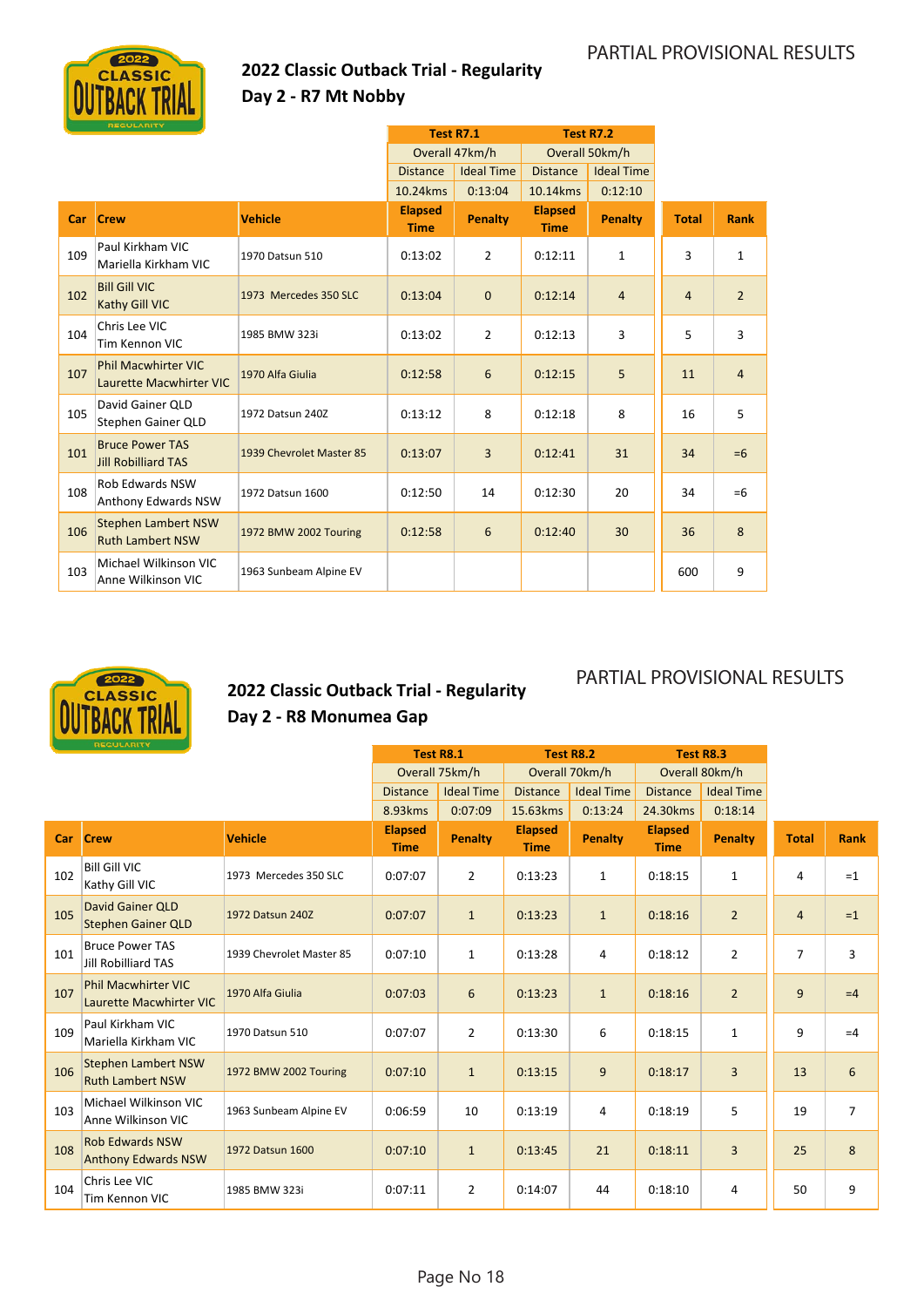PARTIAL PROVISIONAL RESULTS

## 2022 Classic Outback Trial - Regularity
## Day 2 - R7 Mt Nobby

| | | | Test R7.1 | | Test R7.2 | | | |
|---|---|---|---|---|---|---|---|---|
| | | | Overall 47km/h | | Overall 50km/h | | | |
| | | | Distance | Ideal Time | Distance | Ideal Time | | |
| | | | 10.24kms | 0:13:04 | 10.14kms | 0:12:10 | | |
| **Car** | **Crew** | **Vehicle** | **Elapsed Time** | **Penalty** | **Elapsed Time** | **Penalty** | **Total** | **Rank** |
| 109 | Paul Kirkham VIC<br>Mariella Kirkham VIC | 1970 Datsun 510 | 0:13:02 | 2 | 0:12:11 | 1 | 3 | 1 |
| 102 | Bill Gill VIC<br>Kathy Gill VIC | 1973 Mercedes 350 SLC | 0:13:04 | 0 | 0:12:14 | 4 | 4 | 2 |
| 104 | Chris Lee VIC<br>Tim Kennon VIC | 1985 BMW 323i | 0:13:02 | 2 | 0:12:13 | 3 | 5 | 3 |
| 107 | Phil Macwhirter VIC<br>Laurette Macwhirter VIC | 1970 Alfa Giulia | 0:12:58 | 6 | 0:12:15 | 5 | 11 | 4 |
| 105 | David Gainer QLD<br>Stephen Gainer QLD | 1972 Datsun 240Z | 0:13:12 | 8 | 0:12:18 | 8 | 16 | 5 |
| 101 | Bruce Power TAS<br>Jill Robilliard TAS | 1939 Chevrolet Master 85 | 0:13:07 | 3 | 0:12:41 | 31 | 34 | =6 |
| 108 | Rob Edwards NSW<br>Anthony Edwards NSW | 1972 Datsun 1600 | 0:12:50 | 14 | 0:12:30 | 20 | 34 | =6 |
| 106 | Stephen Lambert NSW<br>Ruth Lambert NSW | 1972 BMW 2002 Touring | 0:12:58 | 6 | 0:12:40 | 30 | 36 | 8 |
| 103 | Michael Wilkinson VIC<br>Anne Wilkinson VIC | 1963 Sunbeam Alpine EV | | | | | 600 | 9 |

PARTIAL PROVISIONAL RESULTS

## 2022 Classic Outback Trial - Regularity
## Day 2 - R8 Monumea Gap

| | | | Test R8.1 | | Test R8.2 | | Test R8.3 | | | |
|---|---|---|---|---|---|---|---|---|---|---|
| | | | Overall 75km/h | | Overall 70km/h | | Overall 80km/h | | | |
| | | | Distance | Ideal Time | Distance | Ideal Time | Distance | Ideal Time | | |
| | | | 8.93kms | 0:07:09 | 15.63kms | 0:13:24 | 24.30kms | 0:18:14 | | |
| **Car** | **Crew** | **Vehicle** | **Elapsed Time** | **Penalty** | **Elapsed Time** | **Penalty** | **Elapsed Time** | **Penalty** | **Total** | **Rank** |
| 102 | Bill Gill VIC<br>Kathy Gill VIC | 1973 Mercedes 350 SLC | 0:07:07 | 2 | 0:13:23 | 1 | 0:18:15 | 1 | 4 | =1 |
| 105 | David Gainer QLD<br>Stephen Gainer QLD | 1972 Datsun 240Z | 0:07:07 | 1 | 0:13:23 | 1 | 0:18:16 | 2 | 4 | =1 |
| 101 | Bruce Power TAS<br>Jill Robilliard TAS | 1939 Chevrolet Master 85 | 0:07:10 | 1 | 0:13:28 | 4 | 0:18:12 | 2 | 7 | 3 |
| 107 | Phil Macwhirter VIC<br>Laurette Macwhirter VIC | 1970 Alfa Giulia | 0:07:03 | 6 | 0:13:23 | 1 | 0:18:16 | 2 | 9 | =4 |
| 109 | Paul Kirkham VIC<br>Mariella Kirkham VIC | 1970 Datsun 510 | 0:07:07 | 2 | 0:13:30 | 6 | 0:18:15 | 1 | 9 | =4 |
| 106 | Stephen Lambert NSW<br>Ruth Lambert NSW | 1972 BMW 2002 Touring | 0:07:10 | 1 | 0:13:15 | 9 | 0:18:17 | 3 | 13 | 6 |
| 103 | Michael Wilkinson VIC<br>Anne Wilkinson VIC | 1963 Sunbeam Alpine EV | 0:06:59 | 10 | 0:13:19 | 4 | 0:18:19 | 5 | 19 | 7 |
| 108 | Rob Edwards NSW<br>Anthony Edwards NSW | 1972 Datsun 1600 | 0:07:10 | 1 | 0:13:45 | 21 | 0:18:11 | 3 | 25 | 8 |
| 104 | Chris Lee VIC<br>Tim Kennon VIC | 1985 BMW 323i | 0:07:11 | 2 | 0:14:07 | 44 | 0:18:10 | 4 | 50 | 9 |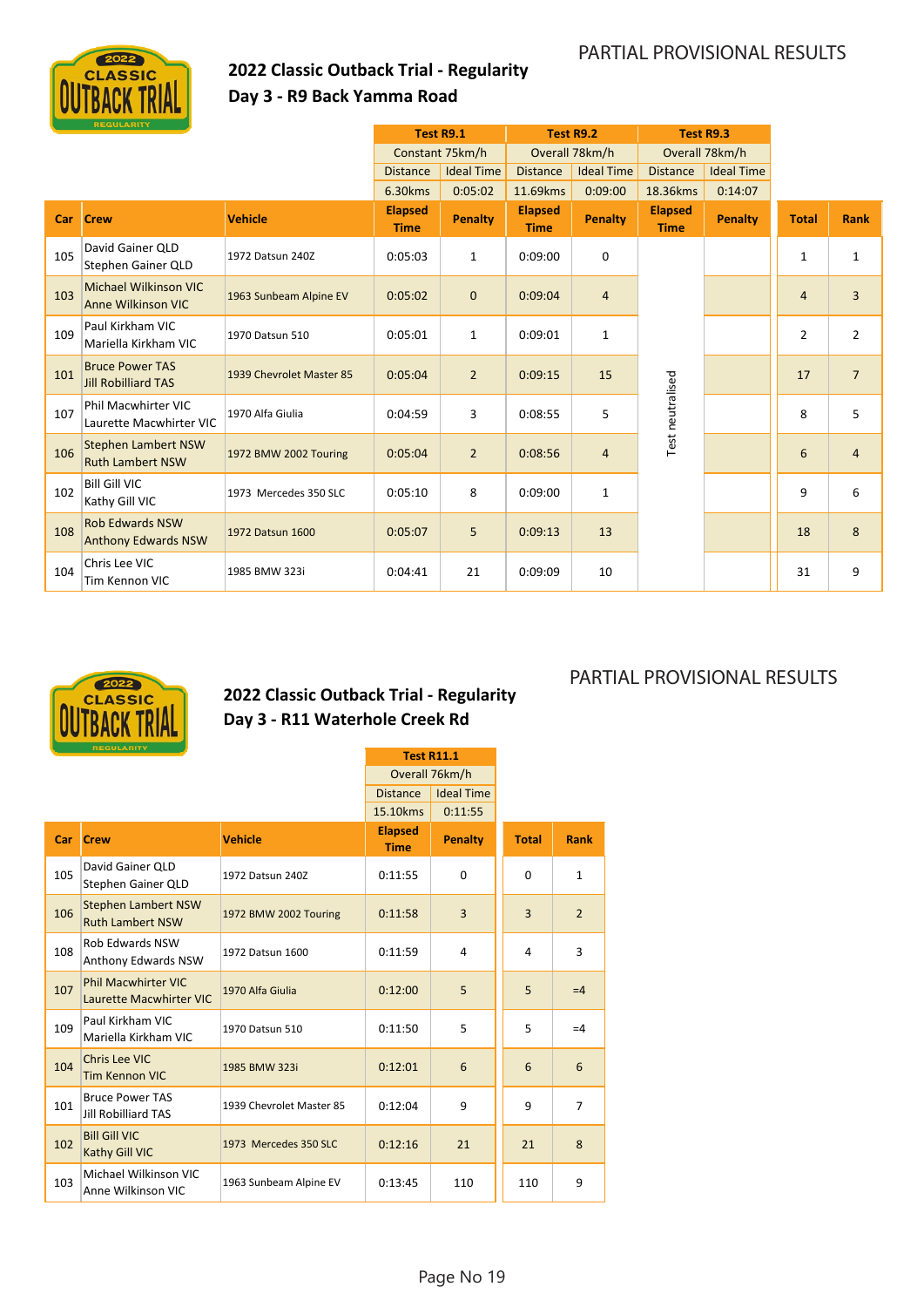PARTIAL PROVISIONAL RESULTS

## 2022 Classic Outback Trial - Regularity
### Day 3 - R9 Back Yamma Road

| | | | Test R9.1 | | Test R9.2 | | Test R9.3 | | | |
|---|---|---|---|---|---|---|---|---|---|---|
| | | | Constant 75km/h | | Overall 78km/h | | Overall 78km/h | | | |
| | | | Distance | Ideal Time | Distance | Ideal Time | Distance | Ideal Time | | |
| | | | 6.30kms | 0:05:02 | 11.69kms | 0:09:00 | 18.36kms | 0:14:07 | | |
| **Car** | **Crew** | **Vehicle** | **Elapsed Time** | **Penalty** | **Elapsed Time** | **Penalty** | **Elapsed Time** | **Penalty** | **Total** | **Rank** |
| 105 | David Gainer QLD<br>Stephen Gainer QLD | 1972 Datsun 240Z | 0:05:03 | 1 | 0:09:00 | 0 | Test neutralised | | 1 | 1 |
| 103 | Michael Wilkinson VIC<br>Anne Wilkinson VIC | 1963 Sunbeam Alpine EV | 0:05:02 | 0 | 0:09:04 | 4 | | | 4 | 3 |
| 109 | Paul Kirkham VIC<br>Mariella Kirkham VIC | 1970 Datsun 510 | 0:05:01 | 1 | 0:09:01 | 1 | | | 2 | 2 |
| 101 | Bruce Power TAS<br>Jill Robilliard TAS | 1939 Chevrolet Master 85 | 0:05:04 | 2 | 0:09:15 | 15 | | | 17 | 7 |
| 107 | Phil Macwhirter VIC<br>Laurette Macwhirter VIC | 1970 Alfa Giulia | 0:04:59 | 3 | 0:08:55 | 5 | | | 8 | 5 |
| 106 | Stephen Lambert NSW<br>Ruth Lambert NSW | 1972 BMW 2002 Touring | 0:05:04 | 2 | 0:08:56 | 4 | | | 6 | 4 |
| 102 | Bill Gill VIC<br>Kathy Gill VIC | 1973 Mercedes 350 SLC | 0:05:10 | 8 | 0:09:00 | 1 | | | 9 | 6 |
| 108 | Rob Edwards NSW<br>Anthony Edwards NSW | 1972 Datsun 1600 | 0:05:07 | 5 | 0:09:13 | 13 | | | 18 | 8 |
| 104 | Chris Lee VIC<br>Tim Kennon VIC | 1985 BMW 323i | 0:04:41 | 21 | 0:09:09 | 10 | | | 31 | 9 |

PARTIAL PROVISIONAL RESULTS

## 2022 Classic Outback Trial - Regularity
### Day 3 - R11 Waterhole Creek Rd

| | | | Test R11.1 | | | |
|---|---|---|---|---|---|---|
| | | | Overall 76km/h | | | |
| | | | Distance | Ideal Time | | |
| | | | 15.10kms | 0:11:55 | | |
| **Car** | **Crew** | **Vehicle** | **Elapsed Time** | **Penalty** | **Total** | **Rank** |
| 105 | David Gainer QLD<br>Stephen Gainer QLD | 1972 Datsun 240Z | 0:11:55 | 0 | 0 | 1 |
| 106 | Stephen Lambert NSW<br>Ruth Lambert NSW | 1972 BMW 2002 Touring | 0:11:58 | 3 | 3 | 2 |
| 108 | Rob Edwards NSW<br>Anthony Edwards NSW | 1972 Datsun 1600 | 0:11:59 | 4 | 4 | 3 |
| 107 | Phil Macwhirter VIC<br>Laurette Macwhirter VIC | 1970 Alfa Giulia | 0:12:00 | 5 | 5 | =4 |
| 109 | Paul Kirkham VIC<br>Mariella Kirkham VIC | 1970 Datsun 510 | 0:11:50 | 5 | 5 | =4 |
| 104 | Chris Lee VIC<br>Tim Kennon VIC | 1985 BMW 323i | 0:12:01 | 6 | 6 | 6 |
| 101 | Bruce Power TAS<br>Jill Robilliard TAS | 1939 Chevrolet Master 85 | 0:12:04 | 9 | 9 | 7 |
| 102 | Bill Gill VIC<br>Kathy Gill VIC | 1973 Mercedes 350 SLC | 0:12:16 | 21 | 21 | 8 |
| 103 | Michael Wilkinson VIC<br>Anne Wilkinson VIC | 1963 Sunbeam Alpine EV | 0:13:45 | 110 | 110 | 9 |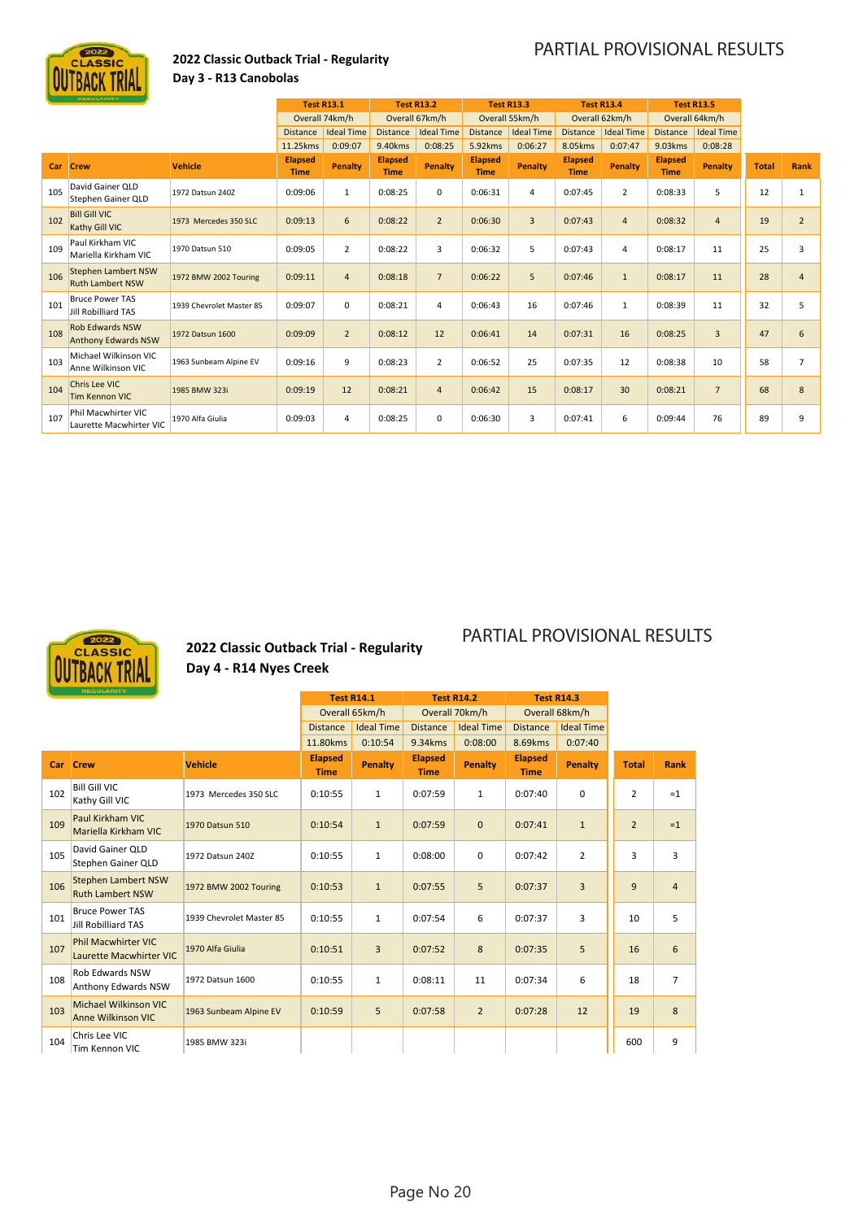# PARTIAL PROVISIONAL RESULTS

## 2022 Classic Outback Trial - Regularity
## Day 3 - R13 Canobolas

| | | | Test R13.1 | | Test R13.2 | | Test R13.3 | | Test R13.4 | | Test R13.5 | | | |
|---|---|---|---|---|---|---|---|---|---|---|---|---|---|---|
| | | | Overall 74km/h | | Overall 67km/h | | Overall 55km/h | | Overall 62km/h | | Overall 64km/h | | | |
| | | | Distance | Ideal Time | Distance | Ideal Time | Distance | Ideal Time | Distance | Ideal Time | Distance | Ideal Time | | |
| | | | 11.25kms | 0:09:07 | 9.40kms | 0:08:25 | 5.92kms | 0:06:27 | 8.05kms | 0:07:47 | 9.03kms | 0:08:28 | | |
| **Car** | **Crew** | **Vehicle** | **Elapsed Time** | **Penalty** | **Elapsed Time** | **Penalty** | **Elapsed Time** | **Penalty** | **Elapsed Time** | **Penalty** | **Elapsed Time** | **Penalty** | **Total** | **Rank** |
| 105 | David Gainer QLD<br>Stephen Gainer QLD | 1972 Datsun 240Z | 0:09:06 | 1 | 0:08:25 | 0 | 0:06:31 | 4 | 0:07:45 | 2 | 0:08:33 | 5 | 12 | 1 |
| 102 | Bill Gill VIC<br>Kathy Gill VIC | 1973 Mercedes 350 SLC | 0:09:13 | 6 | 0:08:22 | 2 | 0:06:30 | 3 | 0:07:43 | 4 | 0:08:32 | 4 | 19 | 2 |
| 109 | Paul Kirkham VIC<br>Mariella Kirkham VIC | 1970 Datsun 510 | 0:09:05 | 2 | 0:08:22 | 3 | 0:06:32 | 5 | 0:07:43 | 4 | 0:08:17 | 11 | 25 | 3 |
| 106 | Stephen Lambert NSW<br>Ruth Lambert NSW | 1972 BMW 2002 Touring | 0:09:11 | 4 | 0:08:18 | 7 | 0:06:22 | 5 | 0:07:46 | 1 | 0:08:17 | 11 | 28 | 4 |
| 101 | Bruce Power TAS<br>Jill Robilliard TAS | 1939 Chevrolet Master 85 | 0:09:07 | 0 | 0:08:21 | 4 | 0:06:43 | 16 | 0:07:46 | 1 | 0:08:39 | 11 | 32 | 5 |
| 108 | Rob Edwards NSW<br>Anthony Edwards NSW | 1972 Datsun 1600 | 0:09:09 | 2 | 0:08:12 | 12 | 0:06:41 | 14 | 0:07:31 | 16 | 0:08:25 | 3 | 47 | 6 |
| 103 | Michael Wilkinson VIC<br>Anne Wilkinson VIC | 1963 Sunbeam Alpine EV | 0:09:16 | 9 | 0:08:23 | 2 | 0:06:52 | 25 | 0:07:35 | 12 | 0:08:38 | 10 | 58 | 7 |
| 104 | Chris Lee VIC<br>Tim Kennon VIC | 1985 BMW 323i | 0:09:19 | 12 | 0:08:21 | 4 | 0:06:42 | 15 | 0:08:17 | 30 | 0:08:21 | 7 | 68 | 8 |
| 107 | Phil Macwhirter VIC<br>Laurette Macwhirter VIC | 1970 Alfa Giulia | 0:09:03 | 4 | 0:08:25 | 0 | 0:06:30 | 3 | 0:07:41 | 6 | 0:09:44 | 76 | 89 | 9 |

# PARTIAL PROVISIONAL RESULTS

## 2022 Classic Outback Trial - Regularity
## Day 4 - R14 Nyes Creek

| | | | Test R14.1 | | Test R14.2 | | Test R14.3 | | | |
|---|---|---|---|---|---|---|---|---|---|---|
| | | | Overall 65km/h | | Overall 70km/h | | Overall 68km/h | | | |
| | | | Distance | Ideal Time | Distance | Ideal Time | Distance | Ideal Time | | |
| | | | 11.80kms | 0:10:54 | 9.34kms | 0:08:00 | 8.69kms | 0:07:40 | | |
| **Car** | **Crew** | **Vehicle** | **Elapsed Time** | **Penalty** | **Elapsed Time** | **Penalty** | **Elapsed Time** | **Penalty** | **Total** | **Rank** |
| 102 | Bill Gill VIC<br>Kathy Gill VIC | 1973 Mercedes 350 SLC | 0:10:55 | 1 | 0:07:59 | 1 | 0:07:40 | 0 | 2 | =1 |
| 109 | Paul Kirkham VIC<br>Mariella Kirkham VIC | 1970 Datsun 510 | 0:10:54 | 1 | 0:07:59 | 0 | 0:07:41 | 1 | 2 | =1 |
| 105 | David Gainer QLD<br>Stephen Gainer QLD | 1972 Datsun 240Z | 0:10:55 | 1 | 0:08:00 | 0 | 0:07:42 | 2 | 3 | 3 |
| 106 | Stephen Lambert NSW<br>Ruth Lambert NSW | 1972 BMW 2002 Touring | 0:10:53 | 1 | 0:07:55 | 5 | 0:07:37 | 3 | 9 | 4 |
| 101 | Bruce Power TAS<br>Jill Robilliard TAS | 1939 Chevrolet Master 85 | 0:10:55 | 1 | 0:07:54 | 6 | 0:07:37 | 3 | 10 | 5 |
| 107 | Phil Macwhirter VIC<br>Laurette Macwhirter VIC | 1970 Alfa Giulia | 0:10:51 | 3 | 0:07:52 | 8 | 0:07:35 | 5 | 16 | 6 |
| 108 | Rob Edwards NSW<br>Anthony Edwards NSW | 1972 Datsun 1600 | 0:10:55 | 1 | 0:08:11 | 11 | 0:07:34 | 6 | 18 | 7 |
| 103 | Michael Wilkinson VIC<br>Anne Wilkinson VIC | 1963 Sunbeam Alpine EV | 0:10:59 | 5 | 0:07:58 | 2 | 0:07:28 | 12 | 19 | 8 |
| 104 | Chris Lee VIC<br>Tim Kennon VIC | 1985 BMW 323i | | | | | | | 600 | 9 |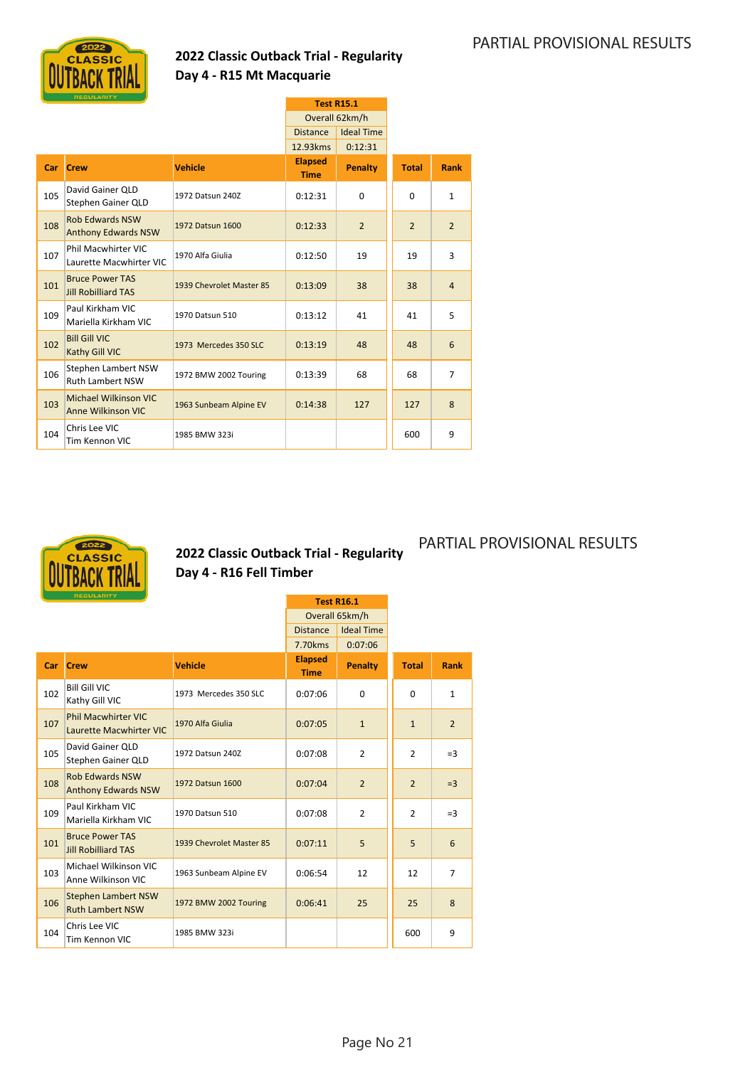PARTIAL PROVISIONAL RESULTS

## 2022 Classic Outback Trial - Regularity
## Day 4 - R15 Mt Macquarie

| Car | Crew | Vehicle | Test R15.1 Overall 62km/h Distance 12.93kms Elapsed Time | Ideal Time 0:12:31 Penalty | Total | Rank |
|---|---|---|---|---|---|---|
| 105 | David Gainer QLD<br>Stephen Gainer QLD | 1972 Datsun 240Z | 0:12:31 | 0 | 0 | 1 |
| 108 | Rob Edwards NSW<br>Anthony Edwards NSW | 1972 Datsun 1600 | 0:12:33 | 2 | 2 | 2 |
| 107 | Phil Macwhirter VIC<br>Laurette Macwhirter VIC | 1970 Alfa Giulia | 0:12:50 | 19 | 19 | 3 |
| 101 | Bruce Power TAS<br>Jill Robilliard TAS | 1939 Chevrolet Master 85 | 0:13:09 | 38 | 38 | 4 |
| 109 | Paul Kirkham VIC<br>Mariella Kirkham VIC | 1970 Datsun 510 | 0:13:12 | 41 | 41 | 5 |
| 102 | Bill Gill VIC<br>Kathy Gill VIC | 1973 Mercedes 350 SLC | 0:13:19 | 48 | 48 | 6 |
| 106 | Stephen Lambert NSW<br>Ruth Lambert NSW | 1972 BMW 2002 Touring | 0:13:39 | 68 | 68 | 7 |
| 103 | Michael Wilkinson VIC<br>Anne Wilkinson VIC | 1963 Sunbeam Alpine EV | 0:14:38 | 127 | 127 | 8 |
| 104 | Chris Lee VIC<br>Tim Kennon VIC | 1985 BMW 323i | | | 600 | 9 |

PARTIAL PROVISIONAL RESULTS

## 2022 Classic Outback Trial - Regularity
## Day 4 - R16 Fell Timber

| Car | Crew | Vehicle | Test R16.1 Overall 65km/h Distance 7.70kms Elapsed Time | Ideal Time 0:07:06 Penalty | Total | Rank |
|---|---|---|---|---|---|---|
| 102 | Bill Gill VIC<br>Kathy Gill VIC | 1973 Mercedes 350 SLC | 0:07:06 | 0 | 0 | 1 |
| 107 | Phil Macwhirter VIC<br>Laurette Macwhirter VIC | 1970 Alfa Giulia | 0:07:05 | 1 | 1 | 2 |
| 105 | David Gainer QLD<br>Stephen Gainer QLD | 1972 Datsun 240Z | 0:07:08 | 2 | 2 | =3 |
| 108 | Rob Edwards NSW<br>Anthony Edwards NSW | 1972 Datsun 1600 | 0:07:04 | 2 | 2 | =3 |
| 109 | Paul Kirkham VIC<br>Mariella Kirkham VIC | 1970 Datsun 510 | 0:07:08 | 2 | 2 | =3 |
| 101 | Bruce Power TAS<br>Jill Robilliard TAS | 1939 Chevrolet Master 85 | 0:07:11 | 5 | 5 | 6 |
| 103 | Michael Wilkinson VIC<br>Anne Wilkinson VIC | 1963 Sunbeam Alpine EV | 0:06:54 | 12 | 12 | 7 |
| 106 | Stephen Lambert NSW<br>Ruth Lambert NSW | 1972 BMW 2002 Touring | 0:06:41 | 25 | 25 | 8 |
| 104 | Chris Lee VIC<br>Tim Kennon VIC | 1985 BMW 323i | | | 600 | 9 |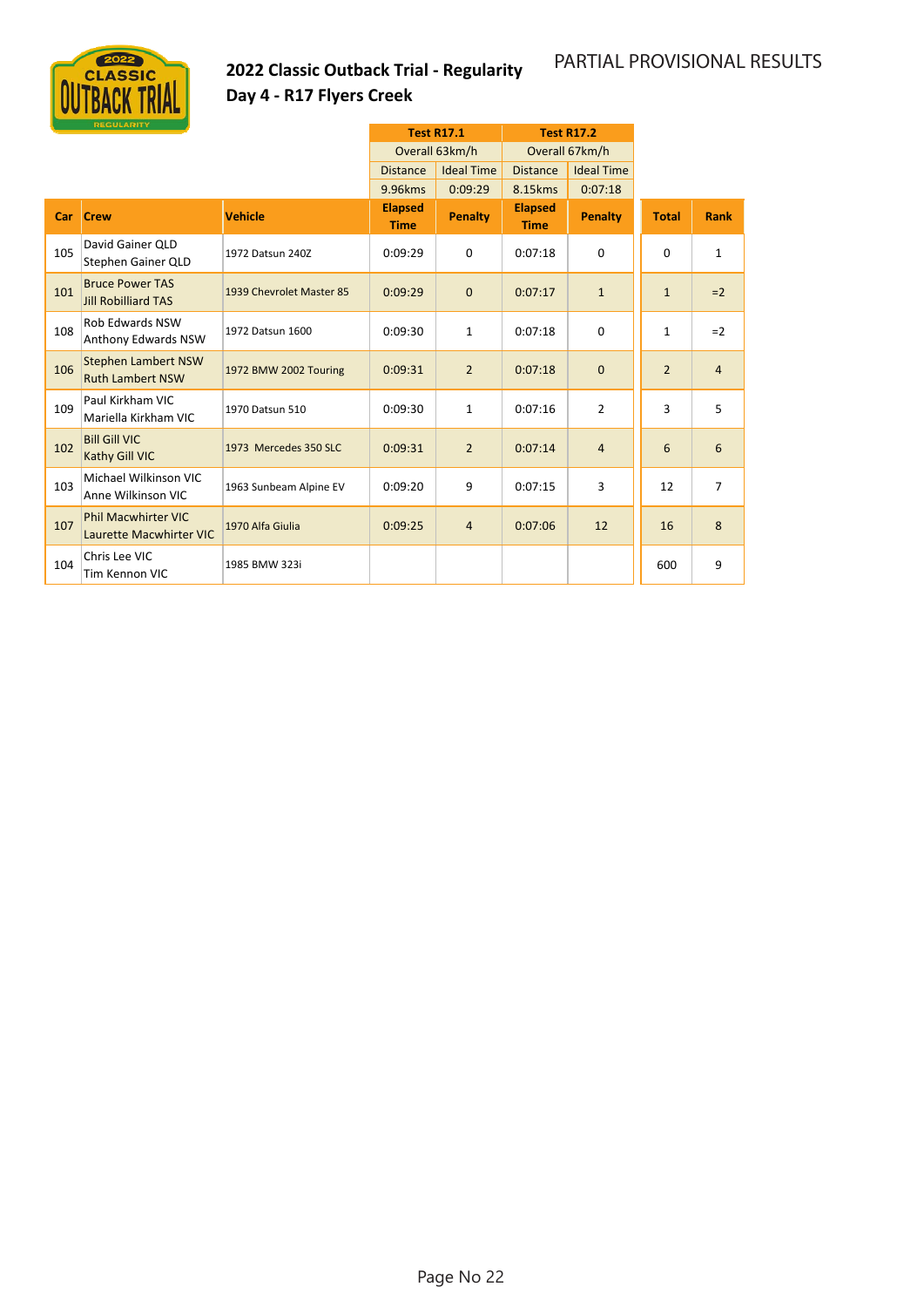# 2022 Classic Outback Trial - Regularity

## Day 4 - R17 Flyers Creek

PARTIAL PROVISIONAL RESULTS

| | | | Test R17.1 | | Test R17.2 | | | |
|---|---|---|---|---|---|---|---|---|
| | | | Overall 63km/h | | Overall 67km/h | | | |
| | | | Distance | Ideal Time | Distance | Ideal Time | | |
| | | | 9.96kms | 0:09:29 | 8.15kms | 0:07:18 | | |
| **Car** | **Crew** | **Vehicle** | **Elapsed Time** | **Penalty** | **Elapsed Time** | **Penalty** | **Total** | **Rank** |
| 105 | David Gainer QLD<br>Stephen Gainer QLD | 1972 Datsun 240Z | 0:09:29 | 0 | 0:07:18 | 0 | 0 | 1 |
| 101 | Bruce Power TAS<br>Jill Robilliard TAS | 1939 Chevrolet Master 85 | 0:09:29 | 0 | 0:07:17 | 1 | 1 | =2 |
| 108 | Rob Edwards NSW<br>Anthony Edwards NSW | 1972 Datsun 1600 | 0:09:30 | 1 | 0:07:18 | 0 | 1 | =2 |
| 106 | Stephen Lambert NSW<br>Ruth Lambert NSW | 1972 BMW 2002 Touring | 0:09:31 | 2 | 0:07:18 | 0 | 2 | 4 |
| 109 | Paul Kirkham VIC<br>Mariella Kirkham VIC | 1970 Datsun 510 | 0:09:30 | 1 | 0:07:16 | 2 | 3 | 5 |
| 102 | Bill Gill VIC<br>Kathy Gill VIC | 1973 Mercedes 350 SLC | 0:09:31 | 2 | 0:07:14 | 4 | 6 | 6 |
| 103 | Michael Wilkinson VIC<br>Anne Wilkinson VIC | 1963 Sunbeam Alpine EV | 0:09:20 | 9 | 0:07:15 | 3 | 12 | 7 |
| 107 | Phil Macwhirter VIC<br>Laurette Macwhirter VIC | 1970 Alfa Giulia | 0:09:25 | 4 | 0:07:06 | 12 | 16 | 8 |
| 104 | Chris Lee VIC<br>Tim Kennon VIC | 1985 BMW 323i | | | | | 600 | 9 |